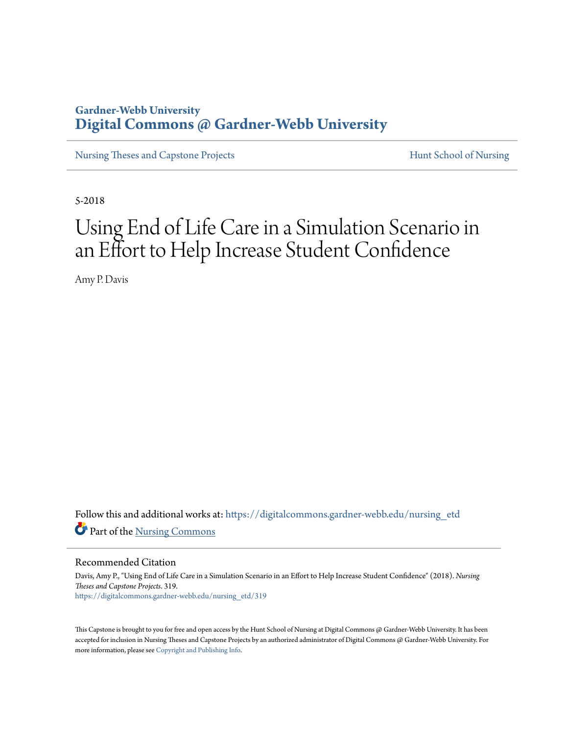Gardner-Webb University

**Digital Commons @ Gardner-Webb University**

Nursing Theses and Capstone Projects | Hunt School of Nursing

5-2018

# Using End of Life Care in a Simulation Scenario in an Effort to Help Increase Student Confidence

Amy P. Davis

Follow this and additional works at: https://digitalcommons.gardner-webb.edu/nursing_etd

Part of the Nursing Commons

## Recommended Citation

Davis, Amy P., "Using End of Life Care in a Simulation Scenario in an Effort to Help Increase Student Confidence" (2018). *Nursing Theses and Capstone Projects*. 319.
https://digitalcommons.gardner-webb.edu/nursing_etd/319

This Capstone is brought to you for free and open access by the Hunt School of Nursing at Digital Commons @ Gardner-Webb University. It has been accepted for inclusion in Nursing Theses and Capstone Projects by an authorized administrator of Digital Commons @ Gardner-Webb University. For more information, please see Copyright and Publishing Info.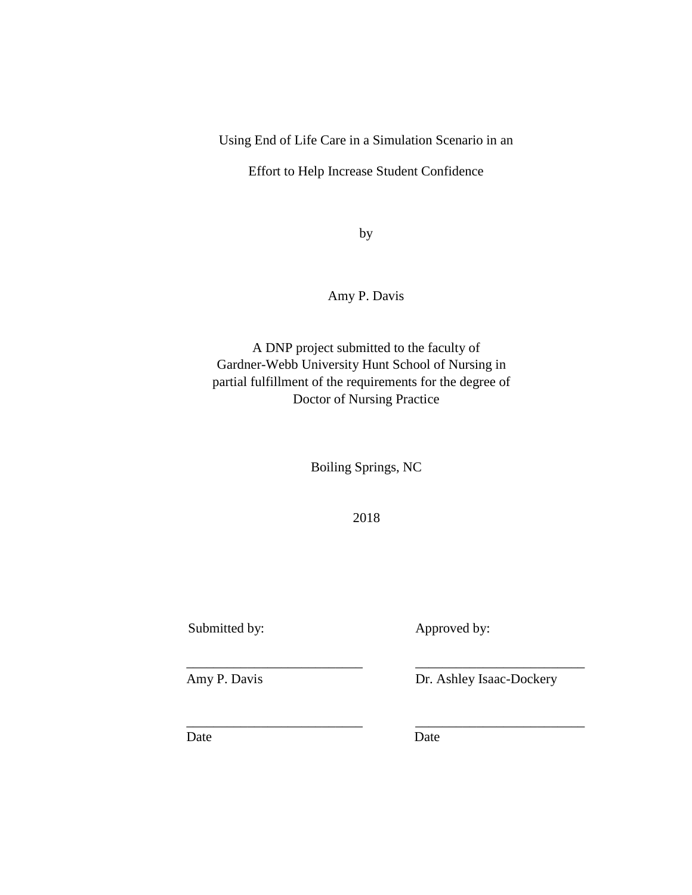Using End of Life Care in a Simulation Scenario in an

Effort to Help Increase Student Confidence

by

Amy P. Davis

A DNP project submitted to the faculty of
Gardner-Webb University Hunt School of Nursing in
partial fulfillment of the requirements for the degree of
Doctor of Nursing Practice

Boiling Springs, NC

2018

| Submitted by: | Approved by: |
|---|---|
| ______________________ | ______________________ |
| Amy P. Davis | Dr. Ashley Isaac-Dockery |
| ______________________ | ______________________ |
| Date | Date |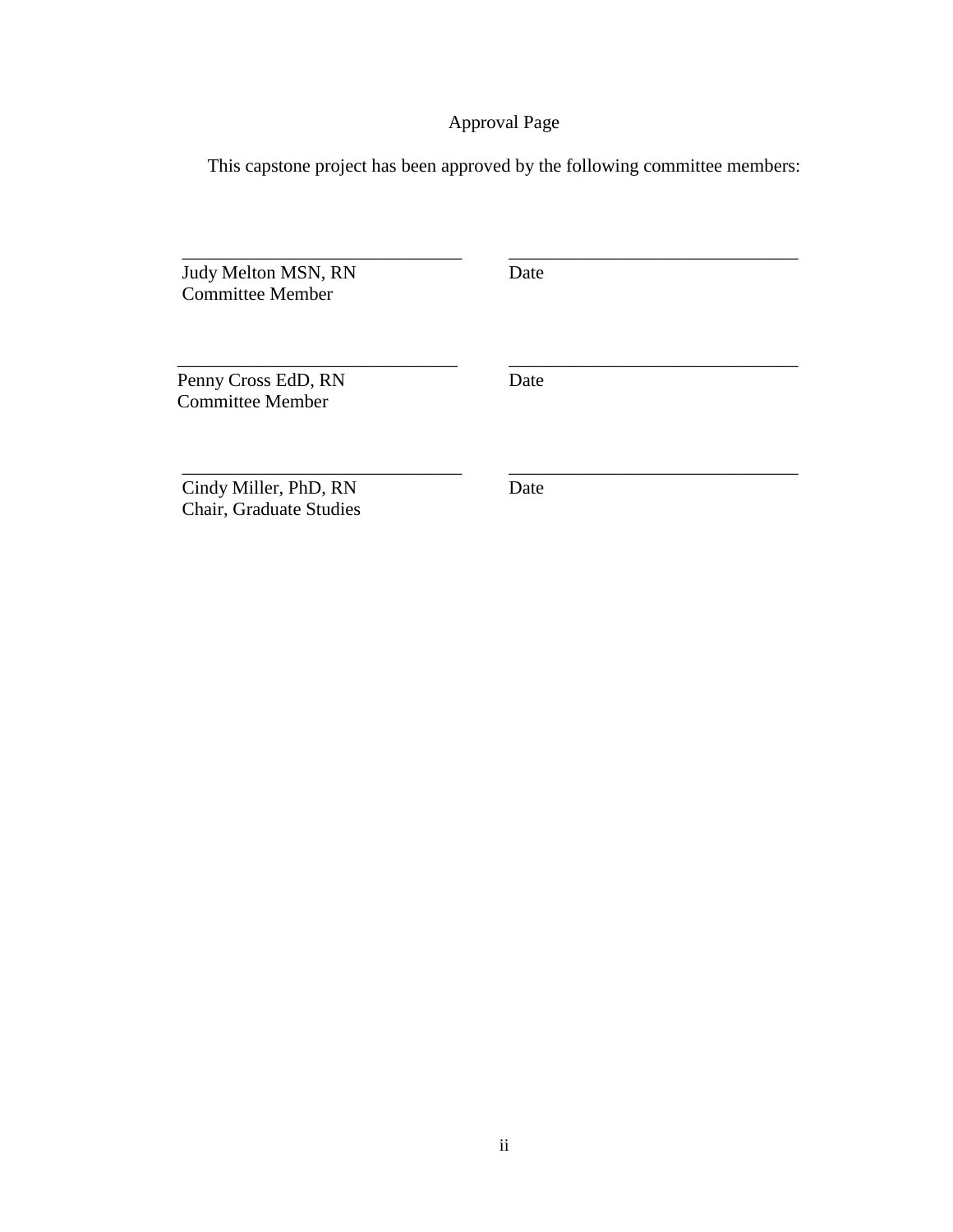# Approval Page

This capstone project has been approved by the following committee members:

| | |
|---|---|
| _______________________________ | _______________________________ |
| Judy Melton MSN, RN<br>Committee Member | Date |
| _______________________________ | _______________________________ |
| Penny Cross EdD, RN<br>Committee Member | Date |
| _______________________________ | _______________________________ |
| Cindy Miller, PhD, RN<br>Chair, Graduate Studies | Date |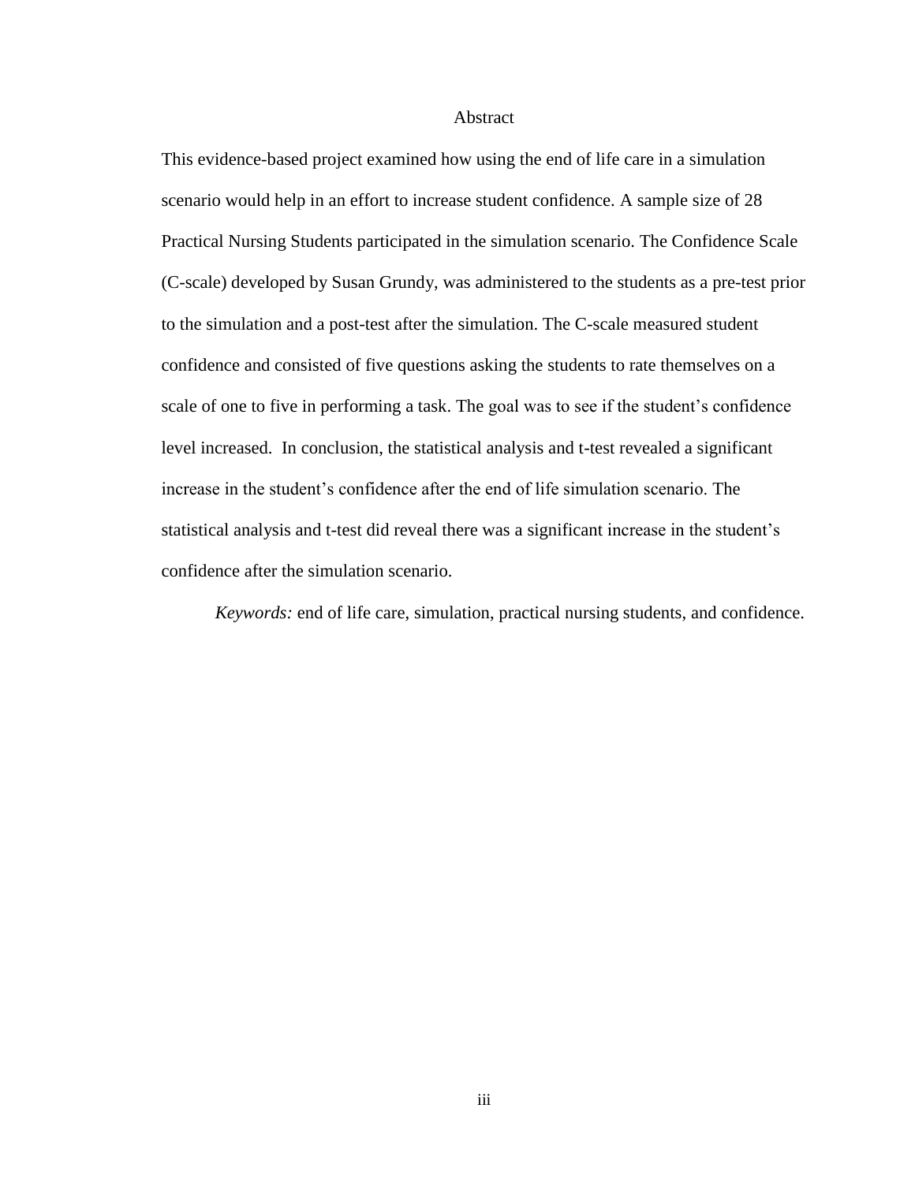# Abstract

This evidence-based project examined how using the end of life care in a simulation scenario would help in an effort to increase student confidence. A sample size of 28 Practical Nursing Students participated in the simulation scenario. The Confidence Scale (C-scale) developed by Susan Grundy, was administered to the students as a pre-test prior to the simulation and a post-test after the simulation. The C-scale measured student confidence and consisted of five questions asking the students to rate themselves on a scale of one to five in performing a task. The goal was to see if the student's confidence level increased. In conclusion, the statistical analysis and t-test revealed a significant increase in the student's confidence after the end of life simulation scenario. The statistical analysis and t-test did reveal there was a significant increase in the student's confidence after the simulation scenario.

*Keywords:* end of life care, simulation, practical nursing students, and confidence.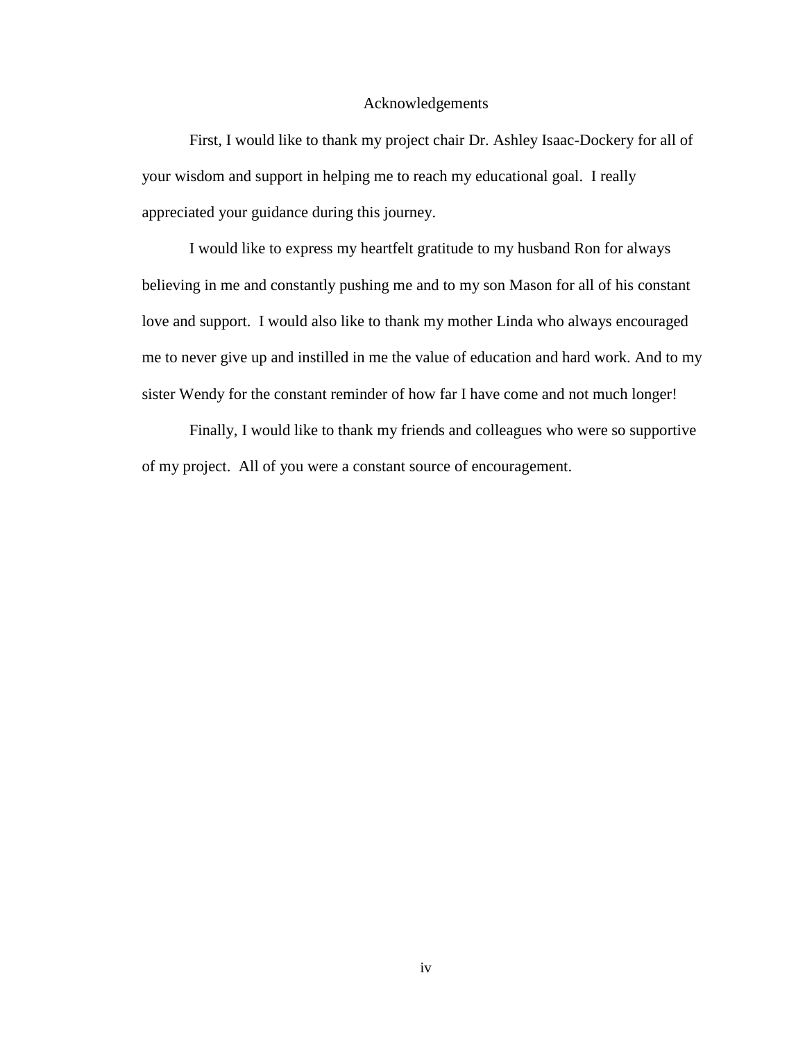# Acknowledgements

First, I would like to thank my project chair Dr. Ashley Isaac-Dockery for all of your wisdom and support in helping me to reach my educational goal. I really appreciated your guidance during this journey.

I would like to express my heartfelt gratitude to my husband Ron for always believing in me and constantly pushing me and to my son Mason for all of his constant love and support. I would also like to thank my mother Linda who always encouraged me to never give up and instilled in me the value of education and hard work. And to my sister Wendy for the constant reminder of how far I have come and not much longer!

Finally, I would like to thank my friends and colleagues who were so supportive of my project. All of you were a constant source of encouragement.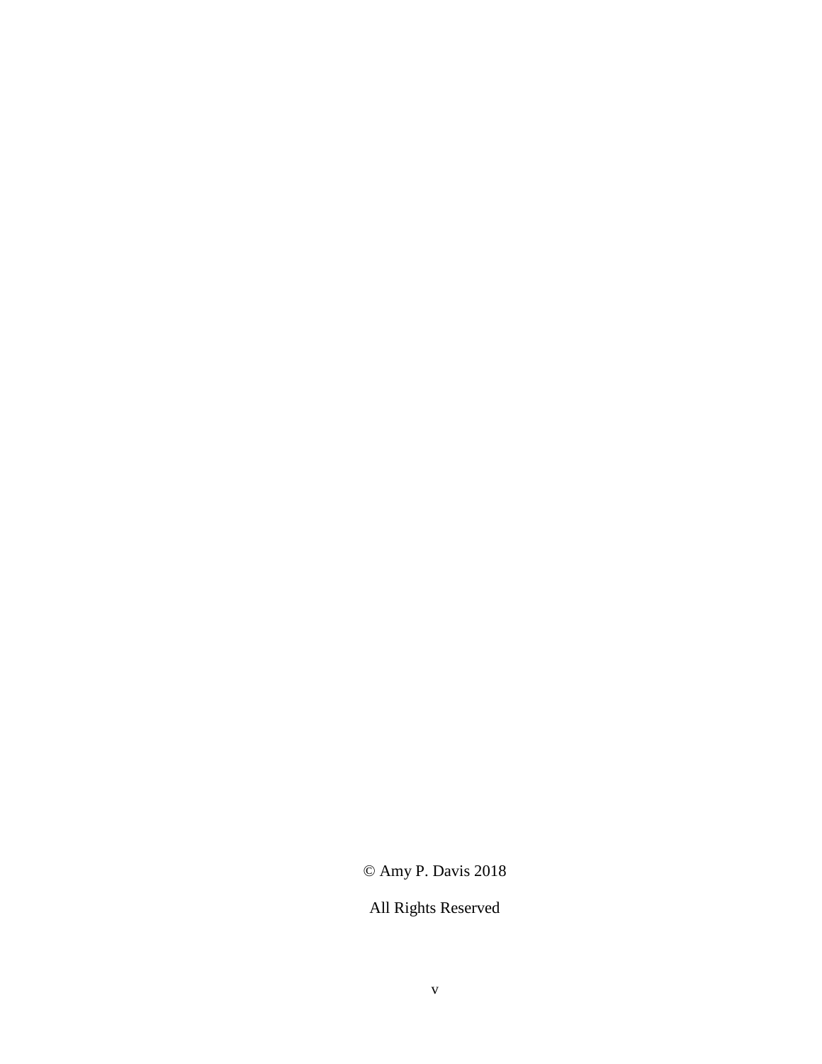© Amy P. Davis 2018

All Rights Reserved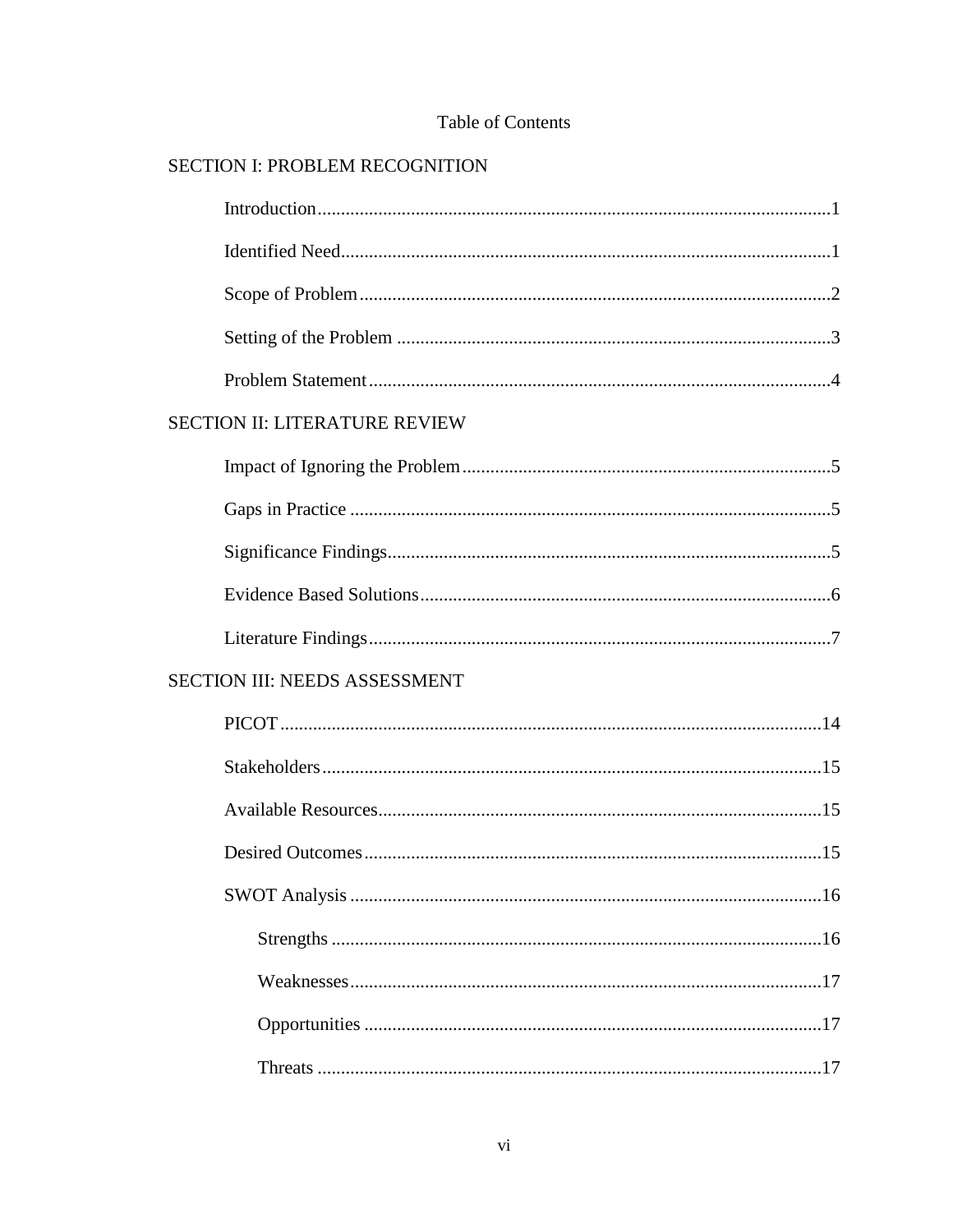# Table of Contents

SECTION I: PROBLEM RECOGNITION

- Introduction....................1
- Identified Need....................1
- Scope of Problem....................2
- Setting of the Problem....................3
- Problem Statement....................4

SECTION II: LITERATURE REVIEW

- Impact of Ignoring the Problem....................5
- Gaps in Practice....................5
- Significance Findings....................5
- Evidence Based Solutions....................6
- Literature Findings....................7

SECTION III: NEEDS ASSESSMENT

- PICOT....................14
- Stakeholders....................15
- Available Resources....................15
- Desired Outcomes....................15
- SWOT Analysis....................16
  - Strengths....................16
  - Weaknesses....................17
  - Opportunities....................17
  - Threats....................17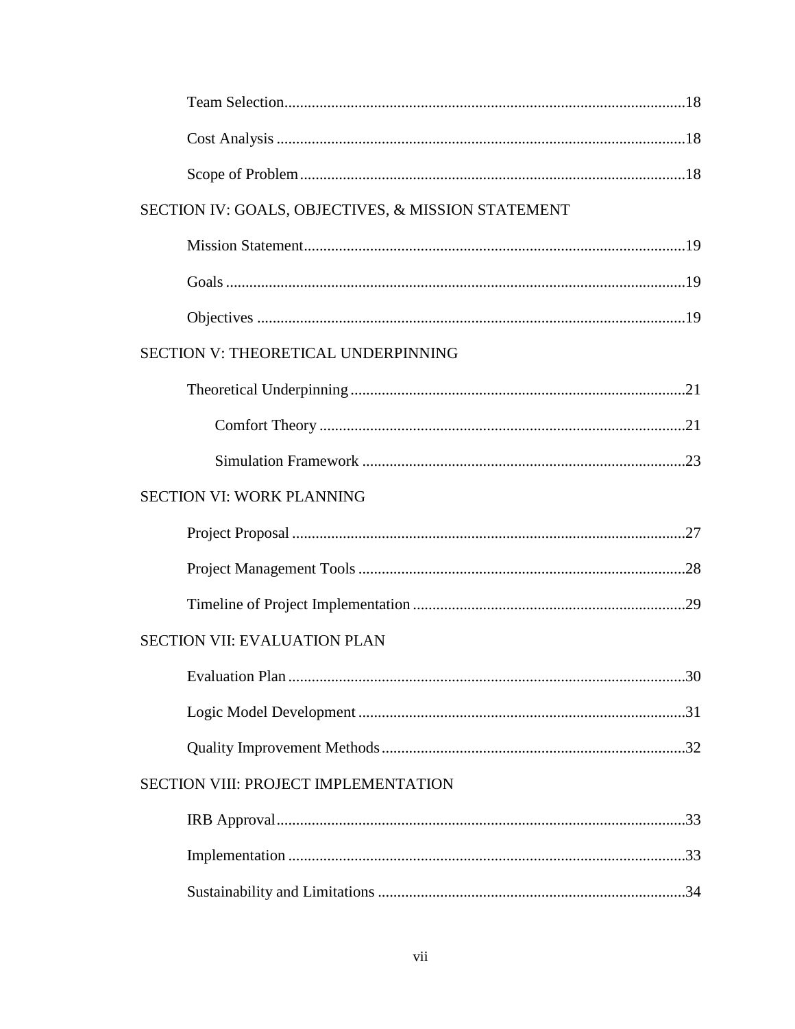Team Selection......18

Cost Analysis......18

Scope of Problem......18

SECTION IV: GOALS, OBJECTIVES, & MISSION STATEMENT

Mission Statement......19

Goals......19

Objectives......19

SECTION V: THEORETICAL UNDERPINNING

Theoretical Underpinning......21

Comfort Theory......21

Simulation Framework......23

SECTION VI: WORK PLANNING

Project Proposal......27

Project Management Tools......28

Timeline of Project Implementation......29

SECTION VII: EVALUATION PLAN

Evaluation Plan......30

Logic Model Development......31

Quality Improvement Methods......32

SECTION VIII: PROJECT IMPLEMENTATION

IRB Approval......33

Implementation......33

Sustainability and Limitations......34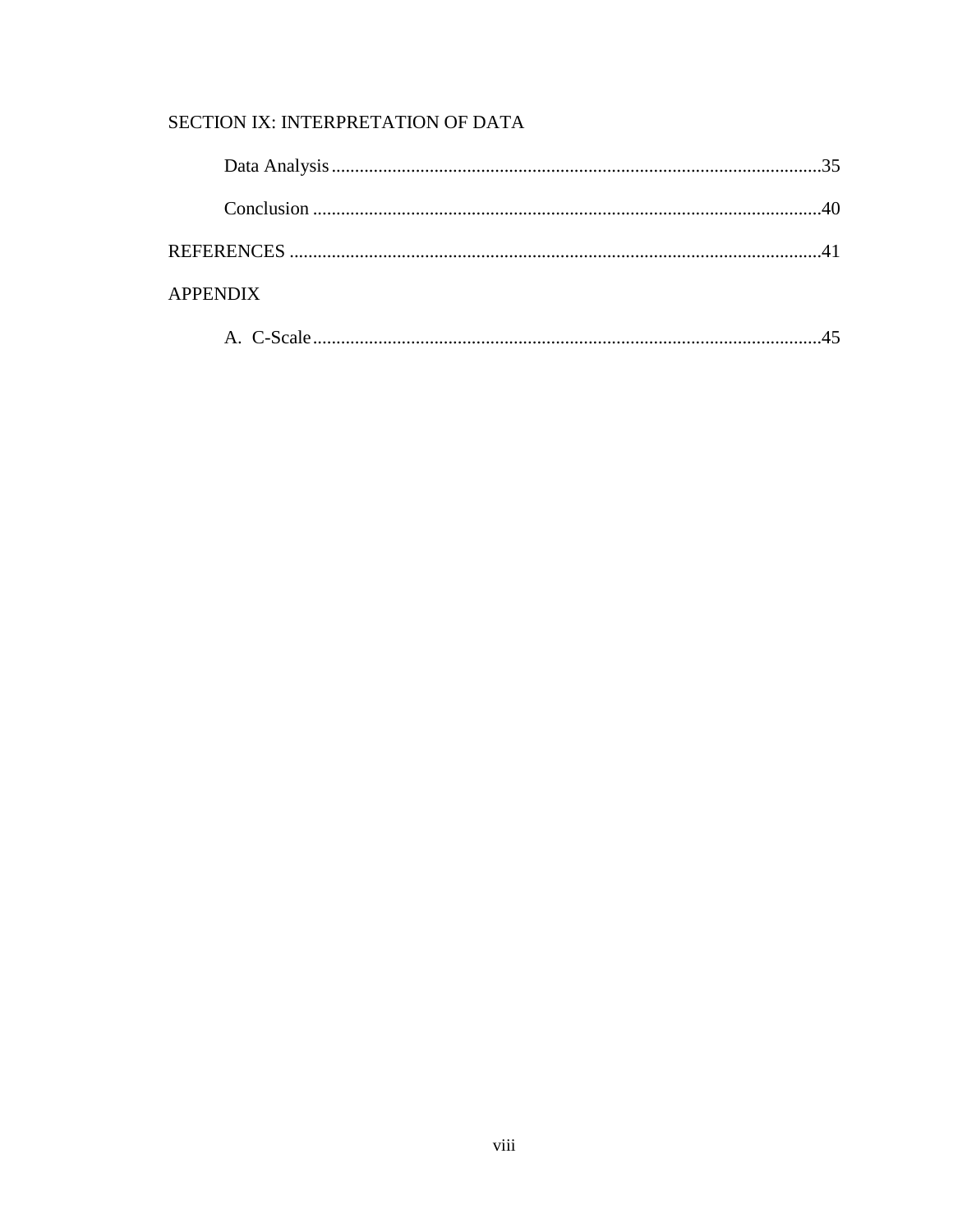SECTION IX: INTERPRETATION OF DATA

Data Analysis ........................................................................................................ 35

Conclusion ........................................................................................................... 40

REFERENCES ............................................................................................................... 41

APPENDIX

A. C-Scale ............................................................................................................. 45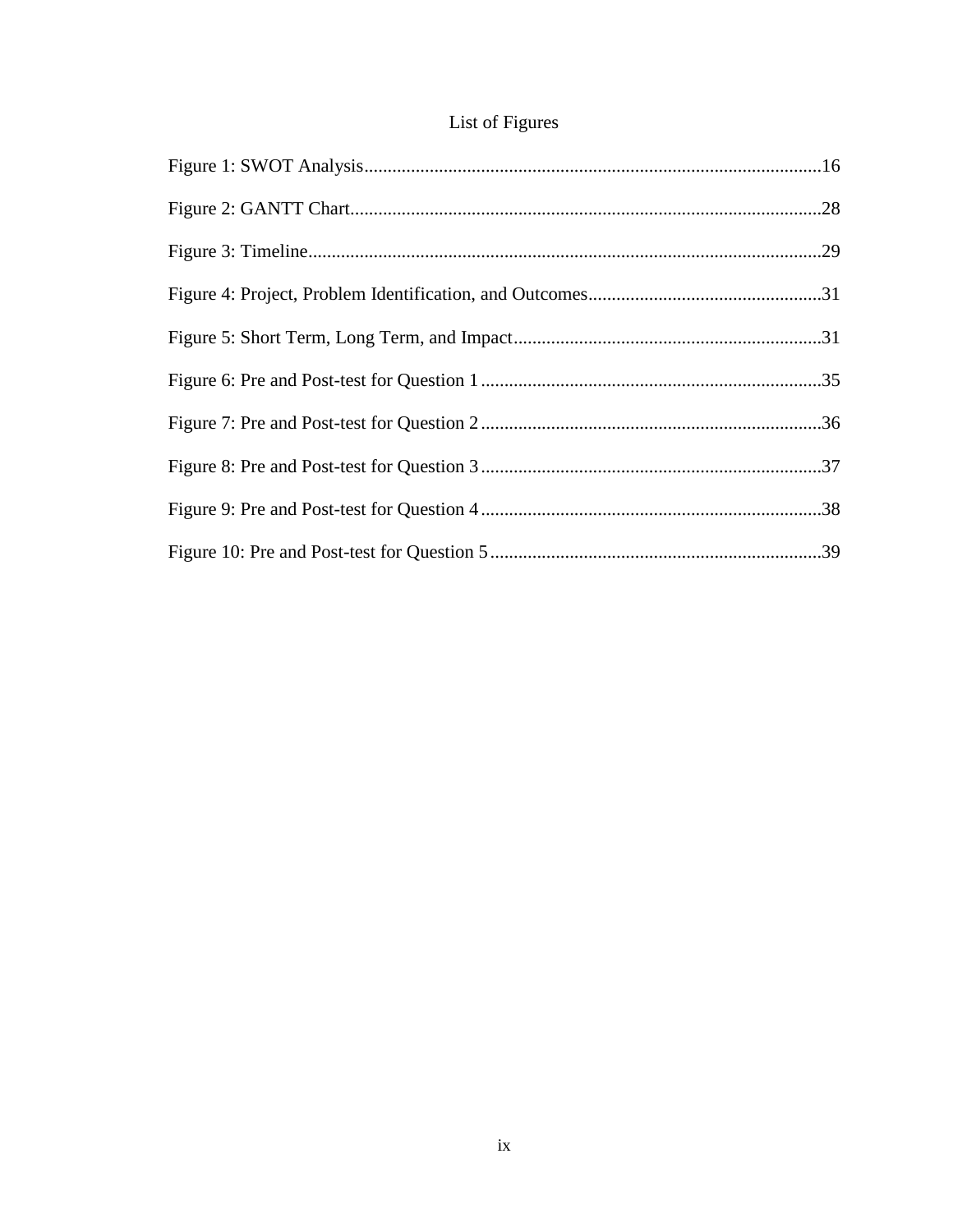# List of Figures

Figure 1: SWOT Analysis....................................................................................................16

Figure 2: GANTT Chart.....................................................................................................28

Figure 3: Timeline..............................................................................................................29

Figure 4: Project, Problem Identification, and Outcomes..................................................31

Figure 5: Short Term, Long Term, and Impact..................................................................31

Figure 6: Pre and Post-test for Question 1.........................................................................35

Figure 7: Pre and Post-test for Question 2.........................................................................36

Figure 8: Pre and Post-test for Question 3.........................................................................37

Figure 9: Pre and Post-test for Question 4.........................................................................38

Figure 10: Pre and Post-test for Question 5.......................................................................39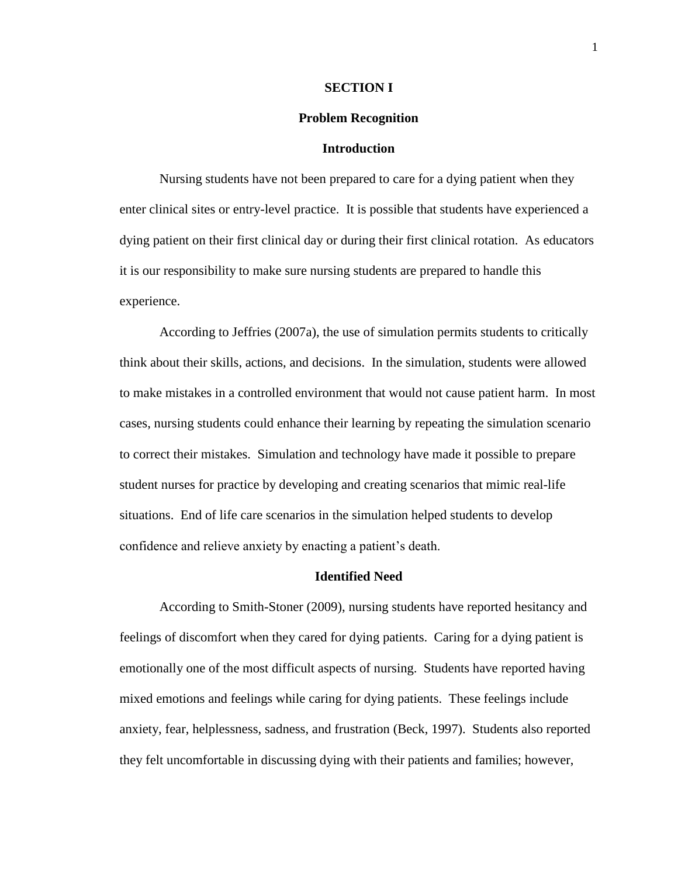# SECTION I

## Problem Recognition

### Introduction

Nursing students have not been prepared to care for a dying patient when they enter clinical sites or entry-level practice. It is possible that students have experienced a dying patient on their first clinical day or during their first clinical rotation. As educators it is our responsibility to make sure nursing students are prepared to handle this experience.

According to Jeffries (2007a), the use of simulation permits students to critically think about their skills, actions, and decisions. In the simulation, students were allowed to make mistakes in a controlled environment that would not cause patient harm. In most cases, nursing students could enhance their learning by repeating the simulation scenario to correct their mistakes. Simulation and technology have made it possible to prepare student nurses for practice by developing and creating scenarios that mimic real-life situations. End of life care scenarios in the simulation helped students to develop confidence and relieve anxiety by enacting a patient's death.

### Identified Need

According to Smith-Stoner (2009), nursing students have reported hesitancy and feelings of discomfort when they cared for dying patients. Caring for a dying patient is emotionally one of the most difficult aspects of nursing. Students have reported having mixed emotions and feelings while caring for dying patients. These feelings include anxiety, fear, helplessness, sadness, and frustration (Beck, 1997). Students also reported they felt uncomfortable in discussing dying with their patients and families; however,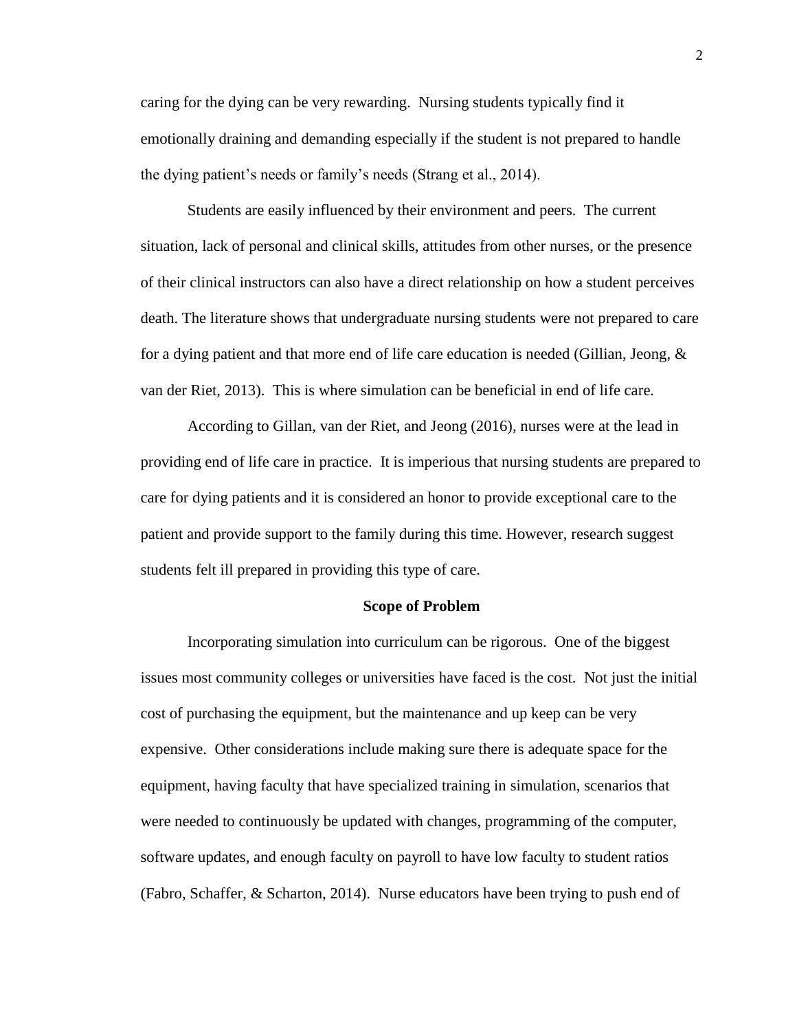caring for the dying can be very rewarding. Nursing students typically find it emotionally draining and demanding especially if the student is not prepared to handle the dying patient's needs or family's needs (Strang et al., 2014).

Students are easily influenced by their environment and peers. The current situation, lack of personal and clinical skills, attitudes from other nurses, or the presence of their clinical instructors can also have a direct relationship on how a student perceives death. The literature shows that undergraduate nursing students were not prepared to care for a dying patient and that more end of life care education is needed (Gillian, Jeong, & van der Riet, 2013). This is where simulation can be beneficial in end of life care.

According to Gillan, van der Riet, and Jeong (2016), nurses were at the lead in providing end of life care in practice. It is imperious that nursing students are prepared to care for dying patients and it is considered an honor to provide exceptional care to the patient and provide support to the family during this time. However, research suggest students felt ill prepared in providing this type of care.

## Scope of Problem

Incorporating simulation into curriculum can be rigorous. One of the biggest issues most community colleges or universities have faced is the cost. Not just the initial cost of purchasing the equipment, but the maintenance and up keep can be very expensive. Other considerations include making sure there is adequate space for the equipment, having faculty that have specialized training in simulation, scenarios that were needed to continuously be updated with changes, programming of the computer, software updates, and enough faculty on payroll to have low faculty to student ratios (Fabro, Schaffer, & Scharton, 2014). Nurse educators have been trying to push end of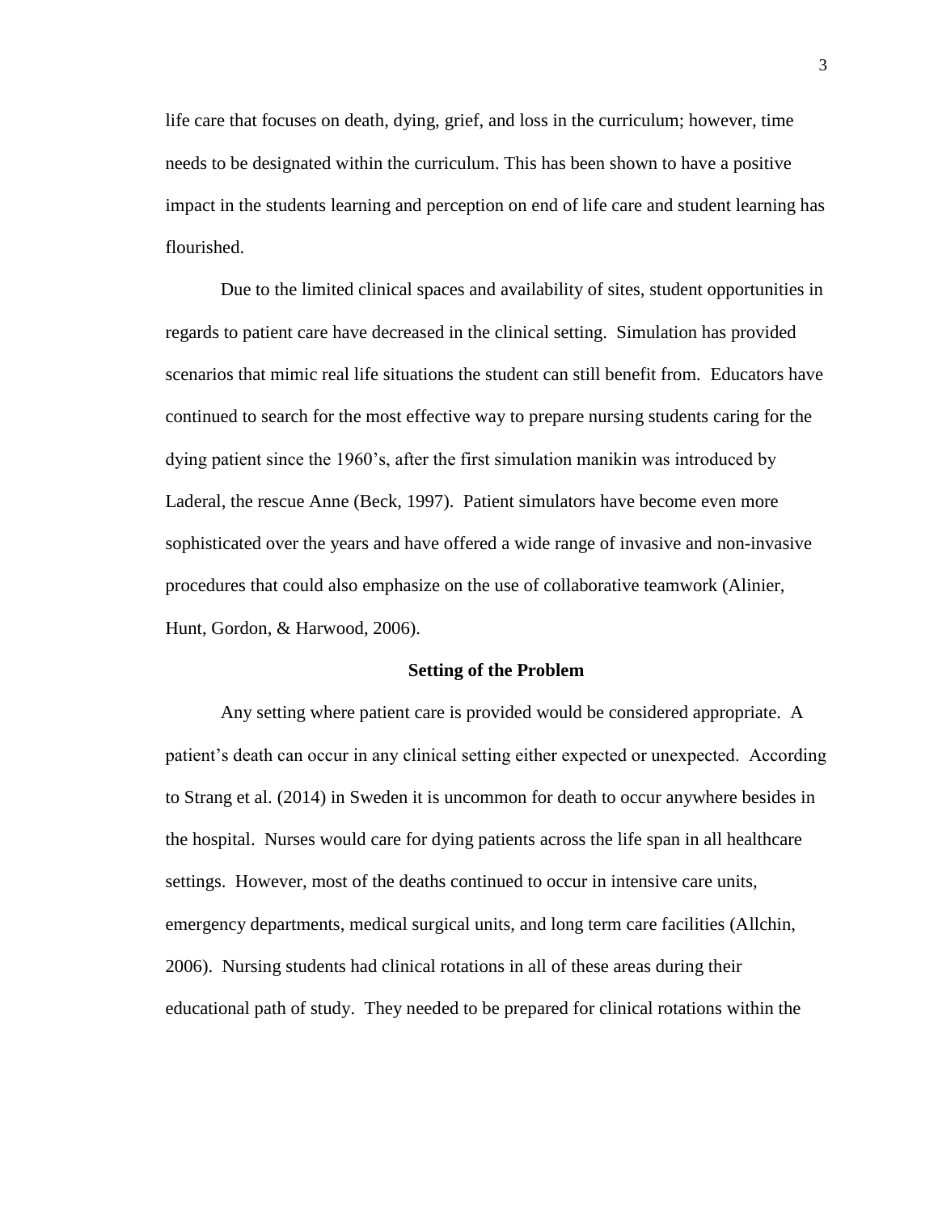life care that focuses on death, dying, grief, and loss in the curriculum; however, time needs to be designated within the curriculum. This has been shown to have a positive impact in the students learning and perception on end of life care and student learning has flourished.

Due to the limited clinical spaces and availability of sites, student opportunities in regards to patient care have decreased in the clinical setting. Simulation has provided scenarios that mimic real life situations the student can still benefit from. Educators have continued to search for the most effective way to prepare nursing students caring for the dying patient since the 1960's, after the first simulation manikin was introduced by Laderal, the rescue Anne (Beck, 1997). Patient simulators have become even more sophisticated over the years and have offered a wide range of invasive and non-invasive procedures that could also emphasize on the use of collaborative teamwork (Alinier, Hunt, Gordon, & Harwood, 2006).

## Setting of the Problem

Any setting where patient care is provided would be considered appropriate. A patient's death can occur in any clinical setting either expected or unexpected. According to Strang et al. (2014) in Sweden it is uncommon for death to occur anywhere besides in the hospital. Nurses would care for dying patients across the life span in all healthcare settings. However, most of the deaths continued to occur in intensive care units, emergency departments, medical surgical units, and long term care facilities (Allchin, 2006). Nursing students had clinical rotations in all of these areas during their educational path of study. They needed to be prepared for clinical rotations within the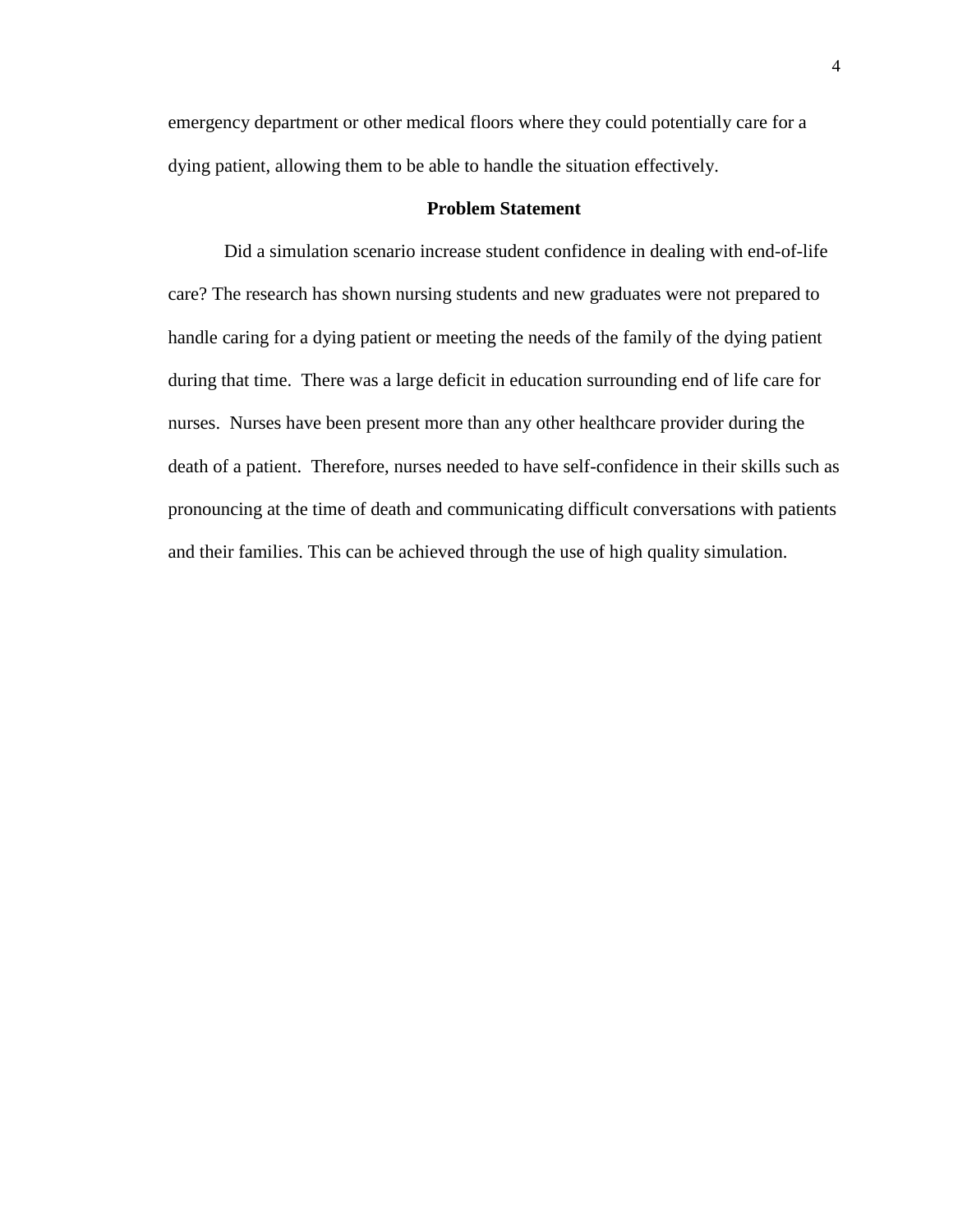emergency department or other medical floors where they could potentially care for a dying patient, allowing them to be able to handle the situation effectively.

## Problem Statement

Did a simulation scenario increase student confidence in dealing with end-of-life care? The research has shown nursing students and new graduates were not prepared to handle caring for a dying patient or meeting the needs of the family of the dying patient during that time. There was a large deficit in education surrounding end of life care for nurses. Nurses have been present more than any other healthcare provider during the death of a patient. Therefore, nurses needed to have self-confidence in their skills such as pronouncing at the time of death and communicating difficult conversations with patients and their families. This can be achieved through the use of high quality simulation.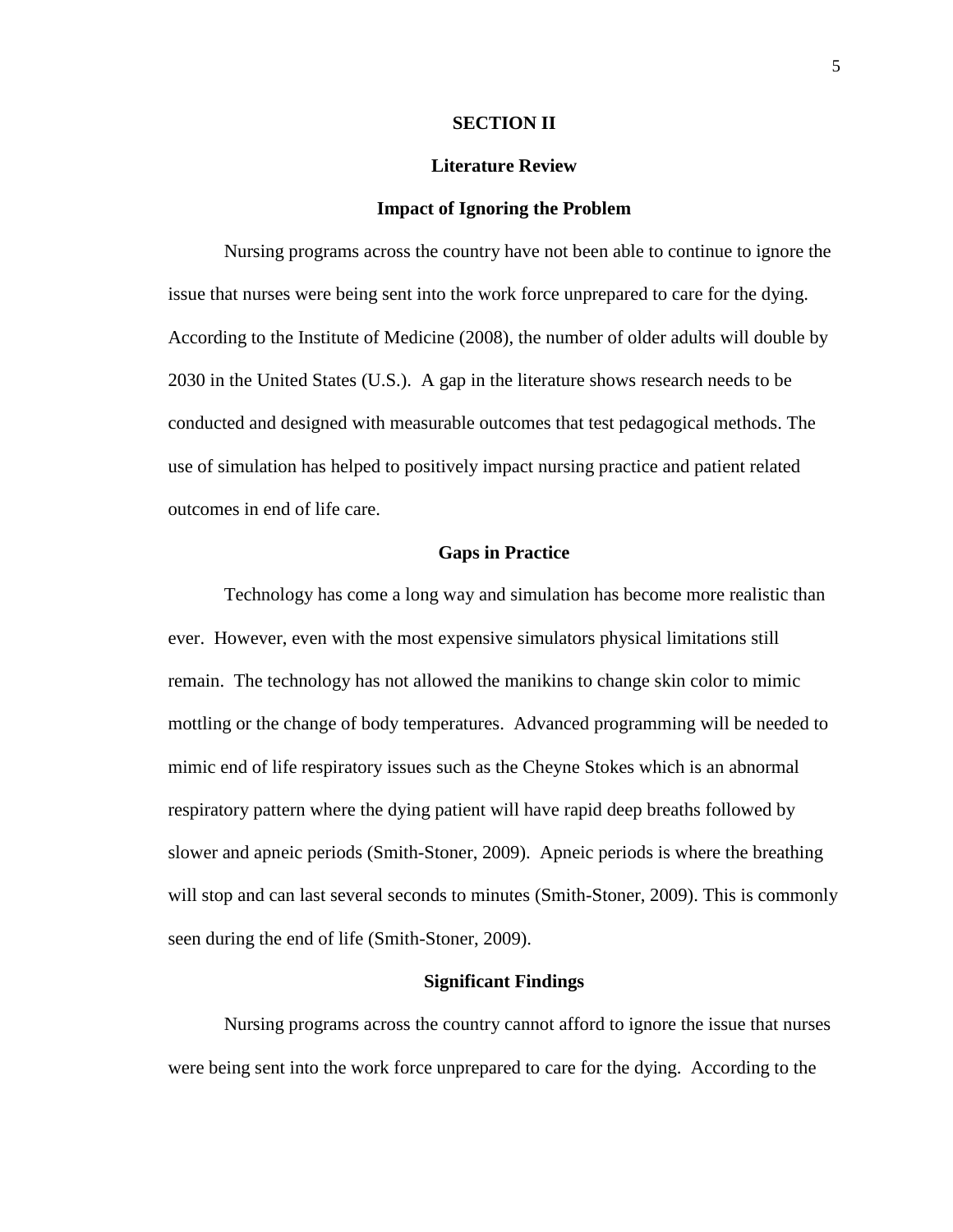# SECTION II

## Literature Review

### Impact of Ignoring the Problem

Nursing programs across the country have not been able to continue to ignore the issue that nurses were being sent into the work force unprepared to care for the dying. According to the Institute of Medicine (2008), the number of older adults will double by 2030 in the United States (U.S.). A gap in the literature shows research needs to be conducted and designed with measurable outcomes that test pedagogical methods. The use of simulation has helped to positively impact nursing practice and patient related outcomes in end of life care.

### Gaps in Practice

Technology has come a long way and simulation has become more realistic than ever. However, even with the most expensive simulators physical limitations still remain. The technology has not allowed the manikins to change skin color to mimic mottling or the change of body temperatures. Advanced programming will be needed to mimic end of life respiratory issues such as the Cheyne Stokes which is an abnormal respiratory pattern where the dying patient will have rapid deep breaths followed by slower and apneic periods (Smith-Stoner, 2009). Apneic periods is where the breathing will stop and can last several seconds to minutes (Smith-Stoner, 2009). This is commonly seen during the end of life (Smith-Stoner, 2009).

### Significant Findings

Nursing programs across the country cannot afford to ignore the issue that nurses were being sent into the work force unprepared to care for the dying. According to the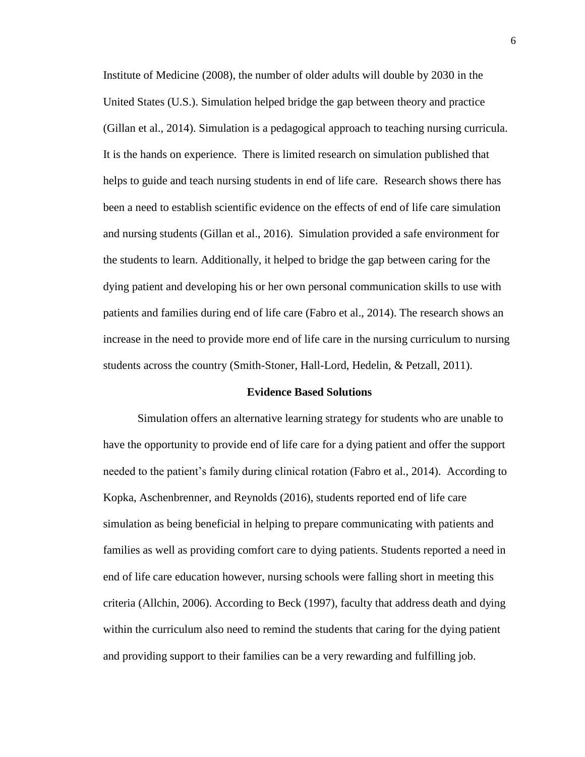Institute of Medicine (2008), the number of older adults will double by 2030 in the United States (U.S.). Simulation helped bridge the gap between theory and practice (Gillan et al., 2014). Simulation is a pedagogical approach to teaching nursing curricula. It is the hands on experience. There is limited research on simulation published that helps to guide and teach nursing students in end of life care. Research shows there has been a need to establish scientific evidence on the effects of end of life care simulation and nursing students (Gillan et al., 2016). Simulation provided a safe environment for the students to learn. Additionally, it helped to bridge the gap between caring for the dying patient and developing his or her own personal communication skills to use with patients and families during end of life care (Fabro et al., 2014). The research shows an increase in the need to provide more end of life care in the nursing curriculum to nursing students across the country (Smith-Stoner, Hall-Lord, Hedelin, & Petzall, 2011).

## Evidence Based Solutions

Simulation offers an alternative learning strategy for students who are unable to have the opportunity to provide end of life care for a dying patient and offer the support needed to the patient's family during clinical rotation (Fabro et al., 2014). According to Kopka, Aschenbrenner, and Reynolds (2016), students reported end of life care simulation as being beneficial in helping to prepare communicating with patients and families as well as providing comfort care to dying patients. Students reported a need in end of life care education however, nursing schools were falling short in meeting this criteria (Allchin, 2006). According to Beck (1997), faculty that address death and dying within the curriculum also need to remind the students that caring for the dying patient and providing support to their families can be a very rewarding and fulfilling job.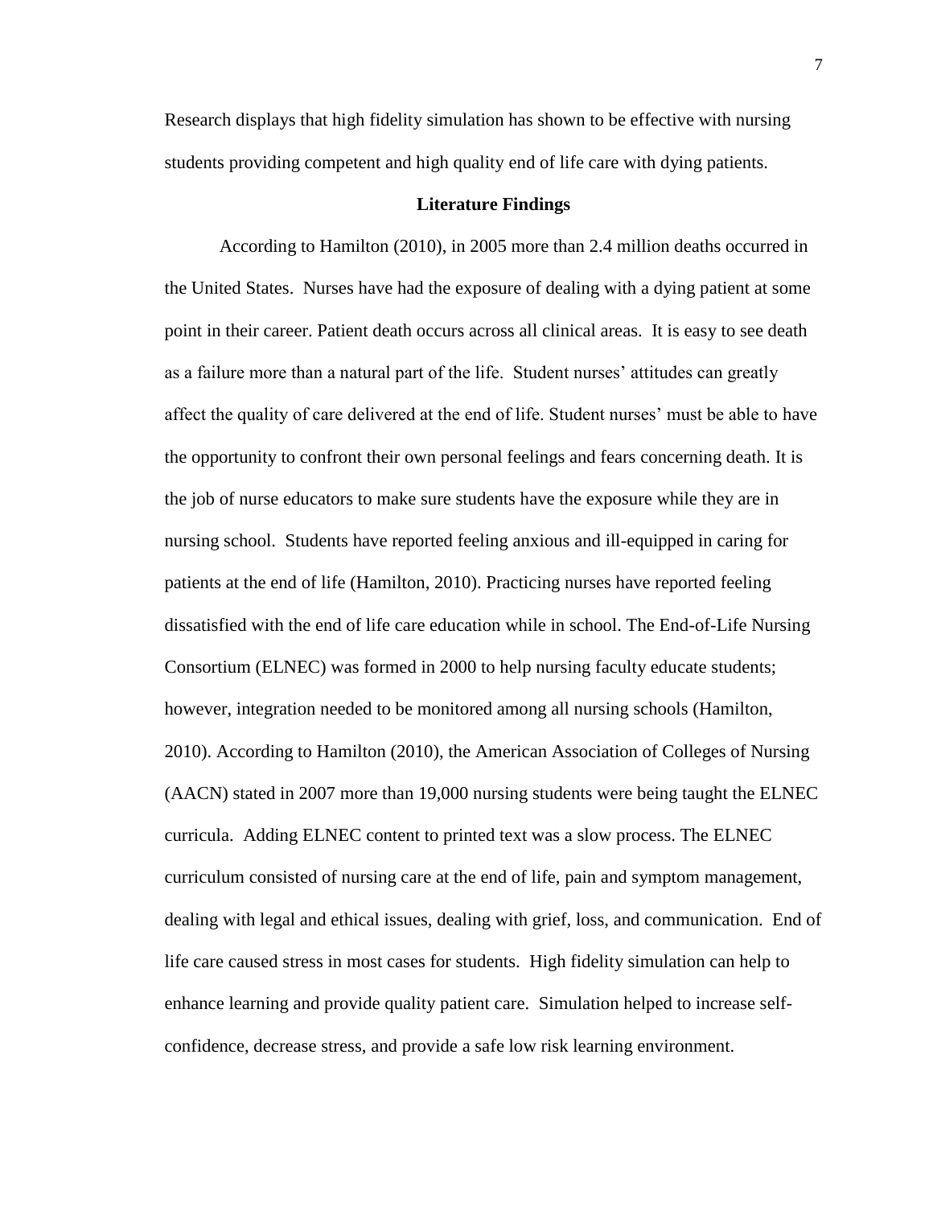Research displays that high fidelity simulation has shown to be effective with nursing students providing competent and high quality end of life care with dying patients.

## Literature Findings

According to Hamilton (2010), in 2005 more than 2.4 million deaths occurred in the United States. Nurses have had the exposure of dealing with a dying patient at some point in their career. Patient death occurs across all clinical areas. It is easy to see death as a failure more than a natural part of the life. Student nurses' attitudes can greatly affect the quality of care delivered at the end of life. Student nurses' must be able to have the opportunity to confront their own personal feelings and fears concerning death. It is the job of nurse educators to make sure students have the exposure while they are in nursing school. Students have reported feeling anxious and ill-equipped in caring for patients at the end of life (Hamilton, 2010). Practicing nurses have reported feeling dissatisfied with the end of life care education while in school. The End-of-Life Nursing Consortium (ELNEC) was formed in 2000 to help nursing faculty educate students; however, integration needed to be monitored among all nursing schools (Hamilton, 2010). According to Hamilton (2010), the American Association of Colleges of Nursing (AACN) stated in 2007 more than 19,000 nursing students were being taught the ELNEC curricula. Adding ELNEC content to printed text was a slow process. The ELNEC curriculum consisted of nursing care at the end of life, pain and symptom management, dealing with legal and ethical issues, dealing with grief, loss, and communication. End of life care caused stress in most cases for students. High fidelity simulation can help to enhance learning and provide quality patient care. Simulation helped to increase self-confidence, decrease stress, and provide a safe low risk learning environment.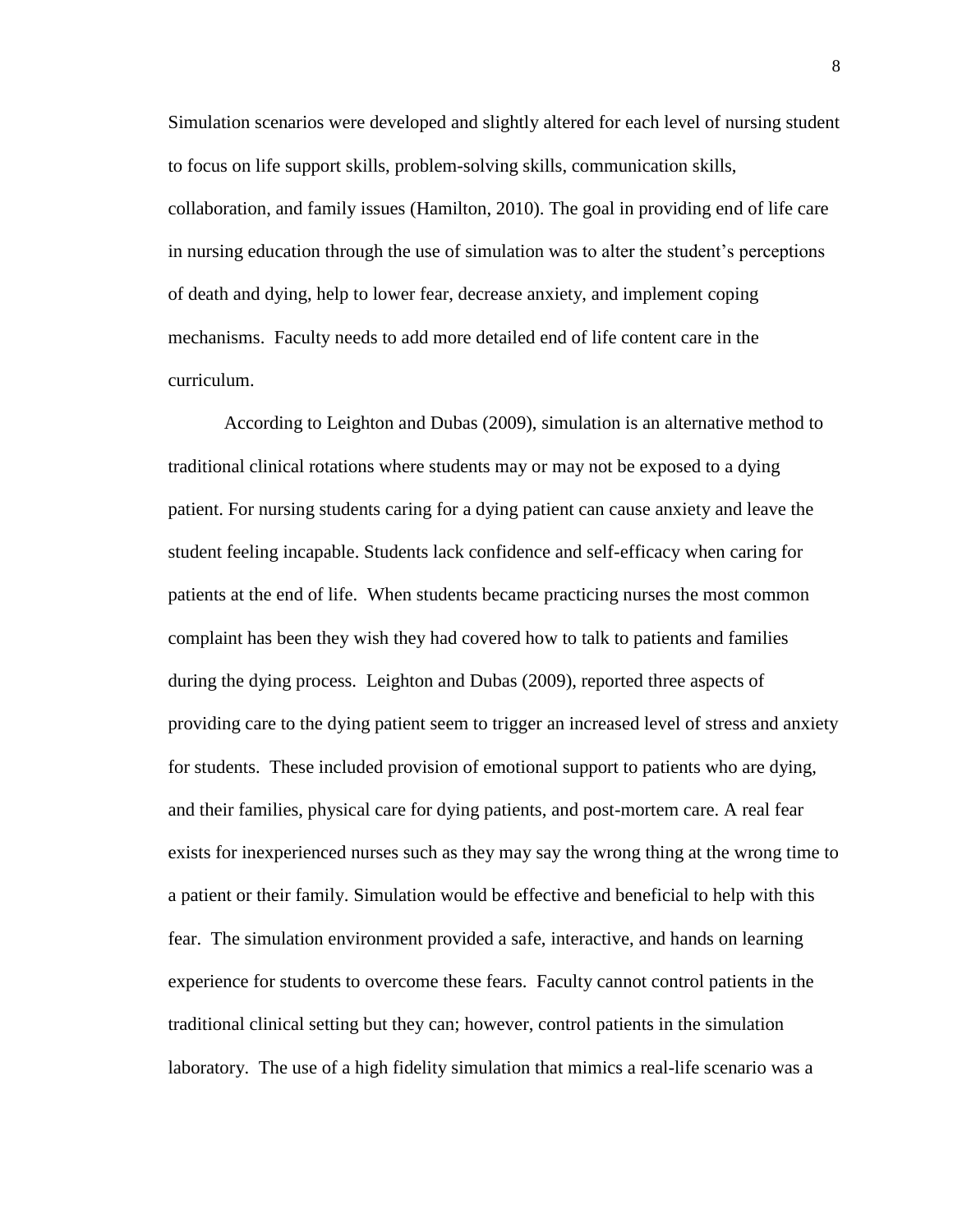Simulation scenarios were developed and slightly altered for each level of nursing student to focus on life support skills, problem-solving skills, communication skills, collaboration, and family issues (Hamilton, 2010). The goal in providing end of life care in nursing education through the use of simulation was to alter the student's perceptions of death and dying, help to lower fear, decrease anxiety, and implement coping mechanisms. Faculty needs to add more detailed end of life content care in the curriculum.

According to Leighton and Dubas (2009), simulation is an alternative method to traditional clinical rotations where students may or may not be exposed to a dying patient. For nursing students caring for a dying patient can cause anxiety and leave the student feeling incapable. Students lack confidence and self-efficacy when caring for patients at the end of life. When students became practicing nurses the most common complaint has been they wish they had covered how to talk to patients and families during the dying process. Leighton and Dubas (2009), reported three aspects of providing care to the dying patient seem to trigger an increased level of stress and anxiety for students. These included provision of emotional support to patients who are dying, and their families, physical care for dying patients, and post-mortem care. A real fear exists for inexperienced nurses such as they may say the wrong thing at the wrong time to a patient or their family. Simulation would be effective and beneficial to help with this fear. The simulation environment provided a safe, interactive, and hands on learning experience for students to overcome these fears. Faculty cannot control patients in the traditional clinical setting but they can; however, control patients in the simulation laboratory. The use of a high fidelity simulation that mimics a real-life scenario was a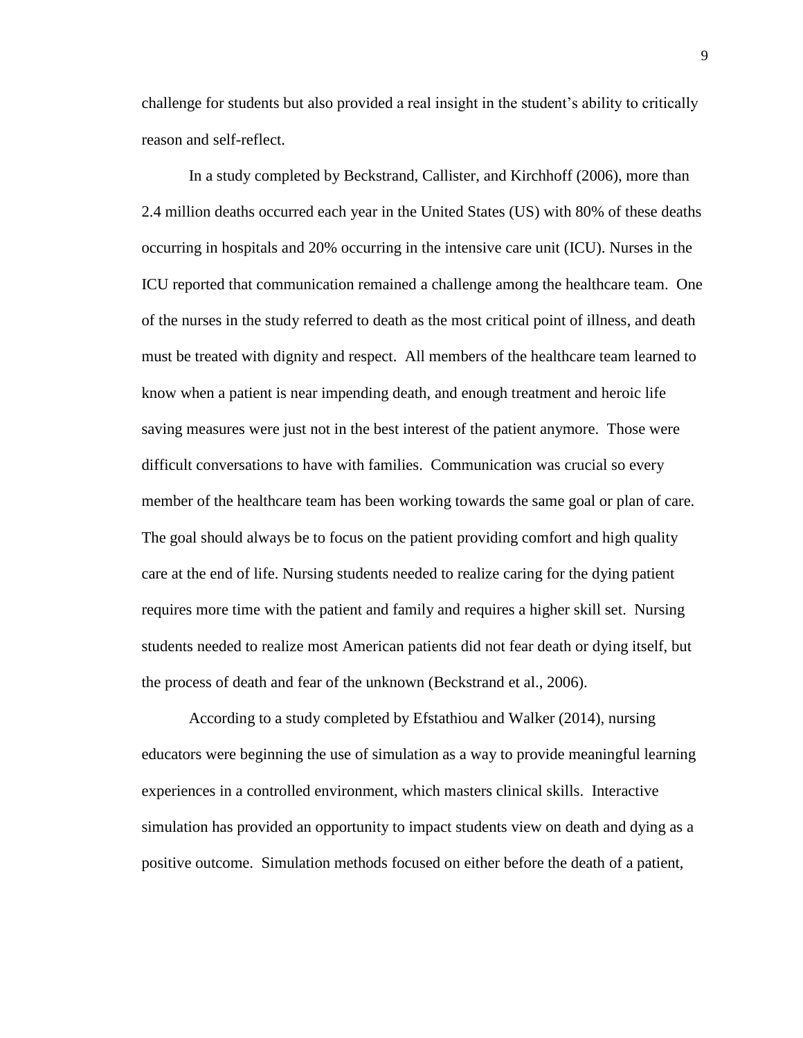challenge for students but also provided a real insight in the student's ability to critically reason and self-reflect.

In a study completed by Beckstrand, Callister, and Kirchhoff (2006), more than 2.4 million deaths occurred each year in the United States (US) with 80% of these deaths occurring in hospitals and 20% occurring in the intensive care unit (ICU). Nurses in the ICU reported that communication remained a challenge among the healthcare team. One of the nurses in the study referred to death as the most critical point of illness, and death must be treated with dignity and respect. All members of the healthcare team learned to know when a patient is near impending death, and enough treatment and heroic life saving measures were just not in the best interest of the patient anymore. Those were difficult conversations to have with families. Communication was crucial so every member of the healthcare team has been working towards the same goal or plan of care. The goal should always be to focus on the patient providing comfort and high quality care at the end of life. Nursing students needed to realize caring for the dying patient requires more time with the patient and family and requires a higher skill set. Nursing students needed to realize most American patients did not fear death or dying itself, but the process of death and fear of the unknown (Beckstrand et al., 2006).

According to a study completed by Efstathiou and Walker (2014), nursing educators were beginning the use of simulation as a way to provide meaningful learning experiences in a controlled environment, which masters clinical skills. Interactive simulation has provided an opportunity to impact students view on death and dying as a positive outcome. Simulation methods focused on either before the death of a patient,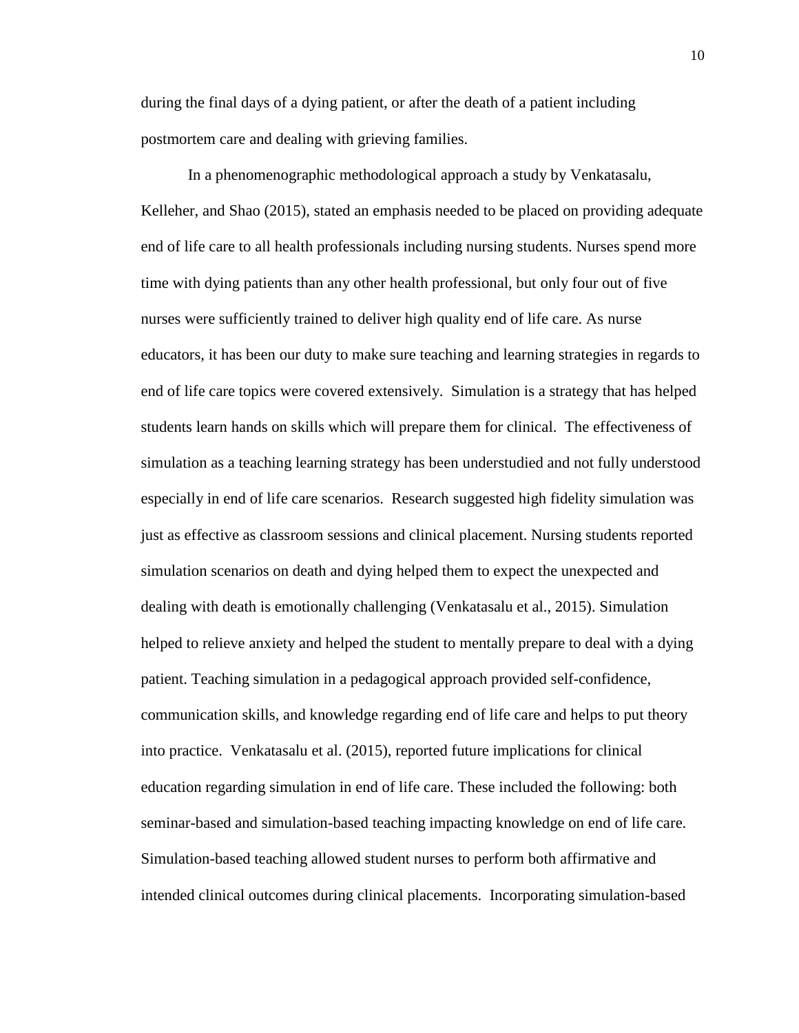during the final days of a dying patient, or after the death of a patient including postmortem care and dealing with grieving families.

In a phenomenographic methodological approach a study by Venkatasalu, Kelleher, and Shao (2015), stated an emphasis needed to be placed on providing adequate end of life care to all health professionals including nursing students. Nurses spend more time with dying patients than any other health professional, but only four out of five nurses were sufficiently trained to deliver high quality end of life care. As nurse educators, it has been our duty to make sure teaching and learning strategies in regards to end of life care topics were covered extensively. Simulation is a strategy that has helped students learn hands on skills which will prepare them for clinical. The effectiveness of simulation as a teaching learning strategy has been understudied and not fully understood especially in end of life care scenarios. Research suggested high fidelity simulation was just as effective as classroom sessions and clinical placement. Nursing students reported simulation scenarios on death and dying helped them to expect the unexpected and dealing with death is emotionally challenging (Venkatasalu et al., 2015). Simulation helped to relieve anxiety and helped the student to mentally prepare to deal with a dying patient. Teaching simulation in a pedagogical approach provided self-confidence, communication skills, and knowledge regarding end of life care and helps to put theory into practice. Venkatasalu et al. (2015), reported future implications for clinical education regarding simulation in end of life care. These included the following: both seminar-based and simulation-based teaching impacting knowledge on end of life care. Simulation-based teaching allowed student nurses to perform both affirmative and intended clinical outcomes during clinical placements. Incorporating simulation-based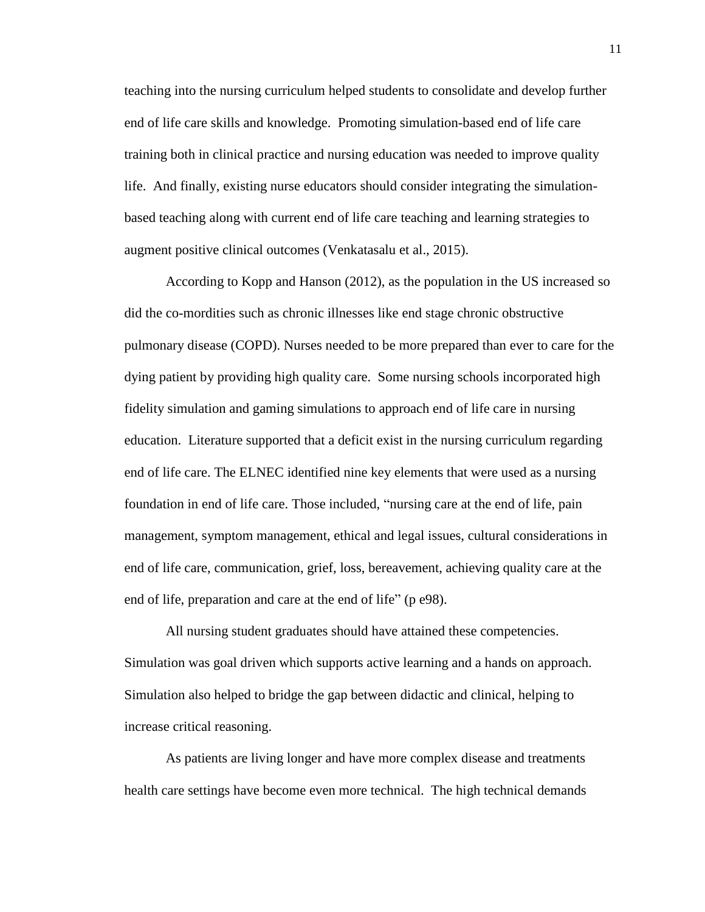teaching into the nursing curriculum helped students to consolidate and develop further end of life care skills and knowledge. Promoting simulation-based end of life care training both in clinical practice and nursing education was needed to improve quality life. And finally, existing nurse educators should consider integrating the simulation-based teaching along with current end of life care teaching and learning strategies to augment positive clinical outcomes (Venkatasalu et al., 2015).

According to Kopp and Hanson (2012), as the population in the US increased so did the co-mordities such as chronic illnesses like end stage chronic obstructive pulmonary disease (COPD). Nurses needed to be more prepared than ever to care for the dying patient by providing high quality care. Some nursing schools incorporated high fidelity simulation and gaming simulations to approach end of life care in nursing education. Literature supported that a deficit exist in the nursing curriculum regarding end of life care. The ELNEC identified nine key elements that were used as a nursing foundation in end of life care. Those included, "nursing care at the end of life, pain management, symptom management, ethical and legal issues, cultural considerations in end of life care, communication, grief, loss, bereavement, achieving quality care at the end of life, preparation and care at the end of life" (p e98).

All nursing student graduates should have attained these competencies. Simulation was goal driven which supports active learning and a hands on approach. Simulation also helped to bridge the gap between didactic and clinical, helping to increase critical reasoning.

As patients are living longer and have more complex disease and treatments health care settings have become even more technical. The high technical demands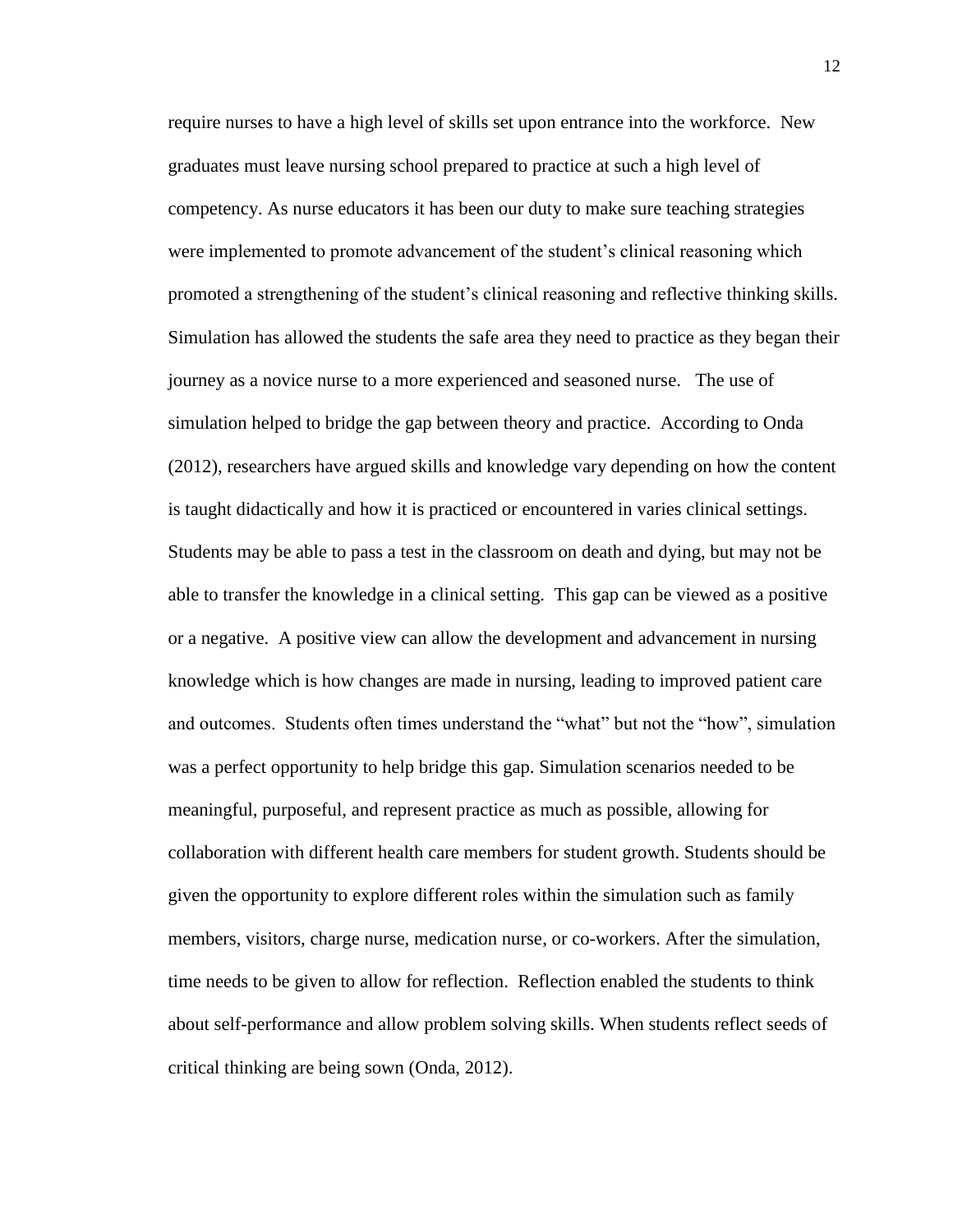require nurses to have a high level of skills set upon entrance into the workforce. New graduates must leave nursing school prepared to practice at such a high level of competency. As nurse educators it has been our duty to make sure teaching strategies were implemented to promote advancement of the student's clinical reasoning which promoted a strengthening of the student's clinical reasoning and reflective thinking skills. Simulation has allowed the students the safe area they need to practice as they began their journey as a novice nurse to a more experienced and seasoned nurse. The use of simulation helped to bridge the gap between theory and practice. According to Onda (2012), researchers have argued skills and knowledge vary depending on how the content is taught didactically and how it is practiced or encountered in varies clinical settings. Students may be able to pass a test in the classroom on death and dying, but may not be able to transfer the knowledge in a clinical setting. This gap can be viewed as a positive or a negative. A positive view can allow the development and advancement in nursing knowledge which is how changes are made in nursing, leading to improved patient care and outcomes. Students often times understand the "what" but not the "how", simulation was a perfect opportunity to help bridge this gap. Simulation scenarios needed to be meaningful, purposeful, and represent practice as much as possible, allowing for collaboration with different health care members for student growth. Students should be given the opportunity to explore different roles within the simulation such as family members, visitors, charge nurse, medication nurse, or co-workers. After the simulation, time needs to be given to allow for reflection. Reflection enabled the students to think about self-performance and allow problem solving skills. When students reflect seeds of critical thinking are being sown (Onda, 2012).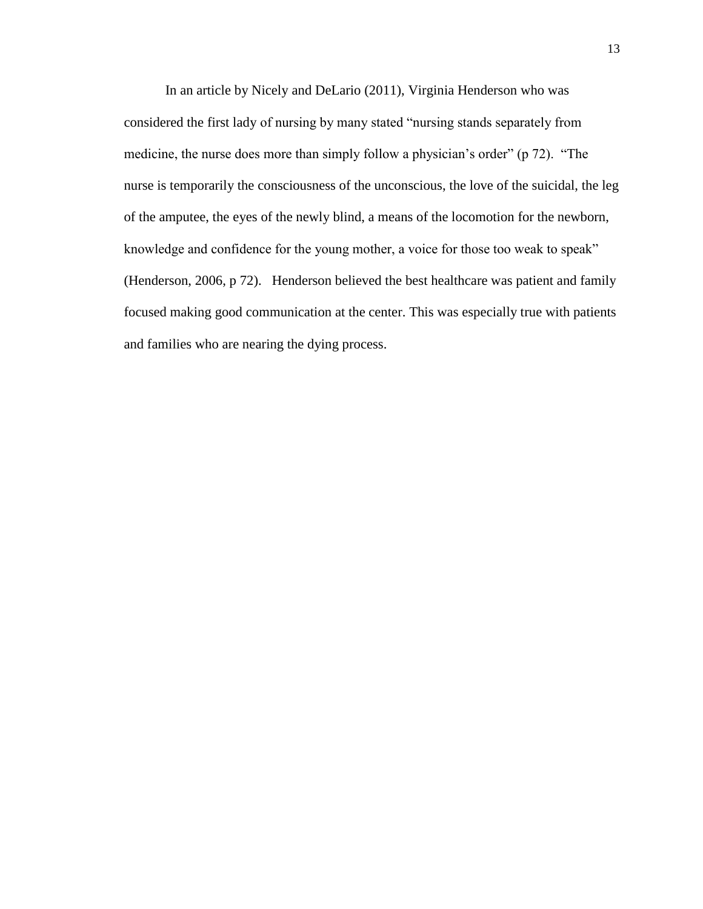In an article by Nicely and DeLario (2011), Virginia Henderson who was considered the first lady of nursing by many stated "nursing stands separately from medicine, the nurse does more than simply follow a physician's order" (p 72). "The nurse is temporarily the consciousness of the unconscious, the love of the suicidal, the leg of the amputee, the eyes of the newly blind, a means of the locomotion for the newborn, knowledge and confidence for the young mother, a voice for those too weak to speak" (Henderson, 2006, p 72). Henderson believed the best healthcare was patient and family focused making good communication at the center. This was especially true with patients and families who are nearing the dying process.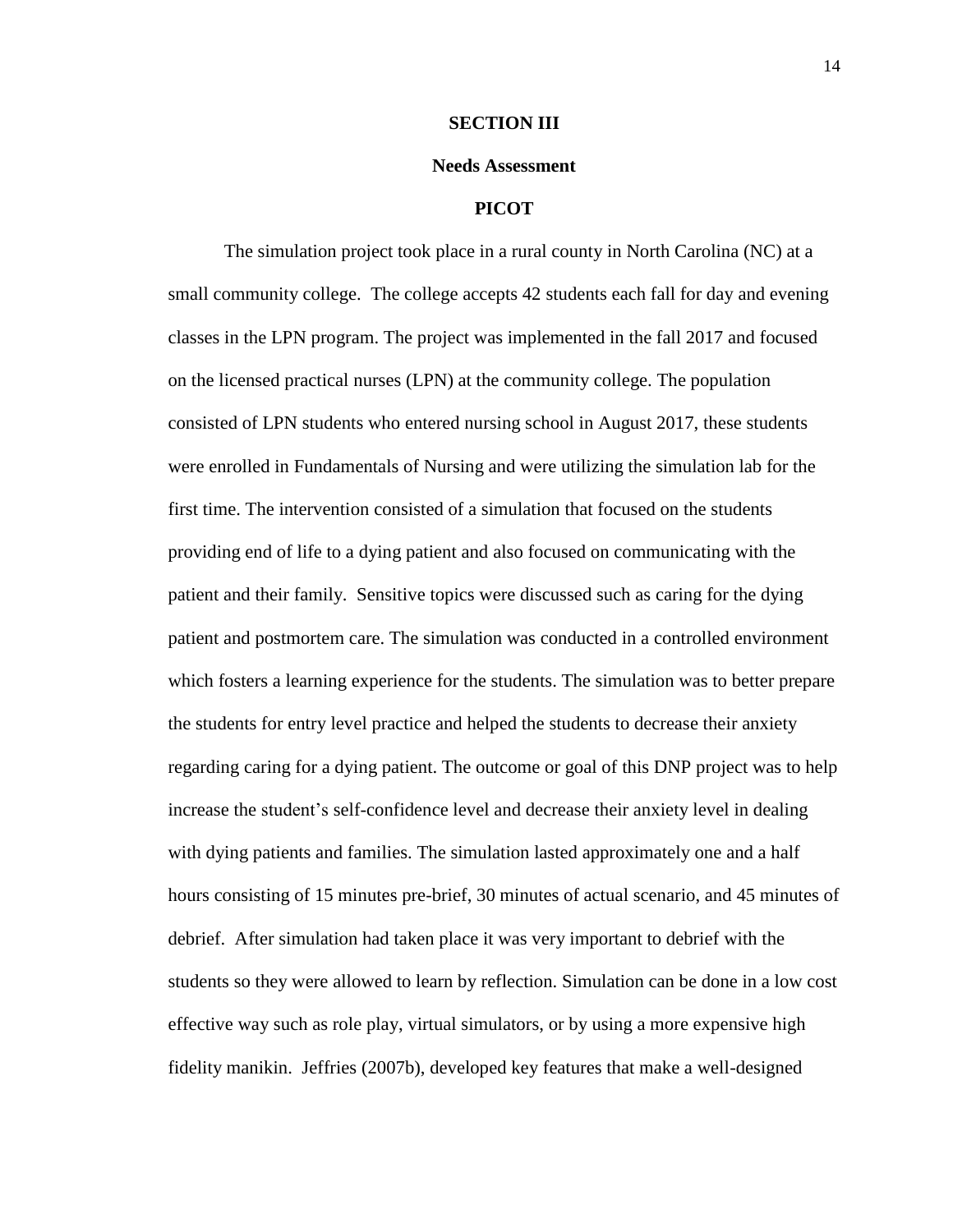## SECTION III

### Needs Assessment

#### PICOT

The simulation project took place in a rural county in North Carolina (NC) at a small community college. The college accepts 42 students each fall for day and evening classes in the LPN program. The project was implemented in the fall 2017 and focused on the licensed practical nurses (LPN) at the community college. The population consisted of LPN students who entered nursing school in August 2017, these students were enrolled in Fundamentals of Nursing and were utilizing the simulation lab for the first time. The intervention consisted of a simulation that focused on the students providing end of life to a dying patient and also focused on communicating with the patient and their family. Sensitive topics were discussed such as caring for the dying patient and postmortem care. The simulation was conducted in a controlled environment which fosters a learning experience for the students. The simulation was to better prepare the students for entry level practice and helped the students to decrease their anxiety regarding caring for a dying patient. The outcome or goal of this DNP project was to help increase the student's self-confidence level and decrease their anxiety level in dealing with dying patients and families. The simulation lasted approximately one and a half hours consisting of 15 minutes pre-brief, 30 minutes of actual scenario, and 45 minutes of debrief. After simulation had taken place it was very important to debrief with the students so they were allowed to learn by reflection. Simulation can be done in a low cost effective way such as role play, virtual simulators, or by using a more expensive high fidelity manikin. Jeffries (2007b), developed key features that make a well-designed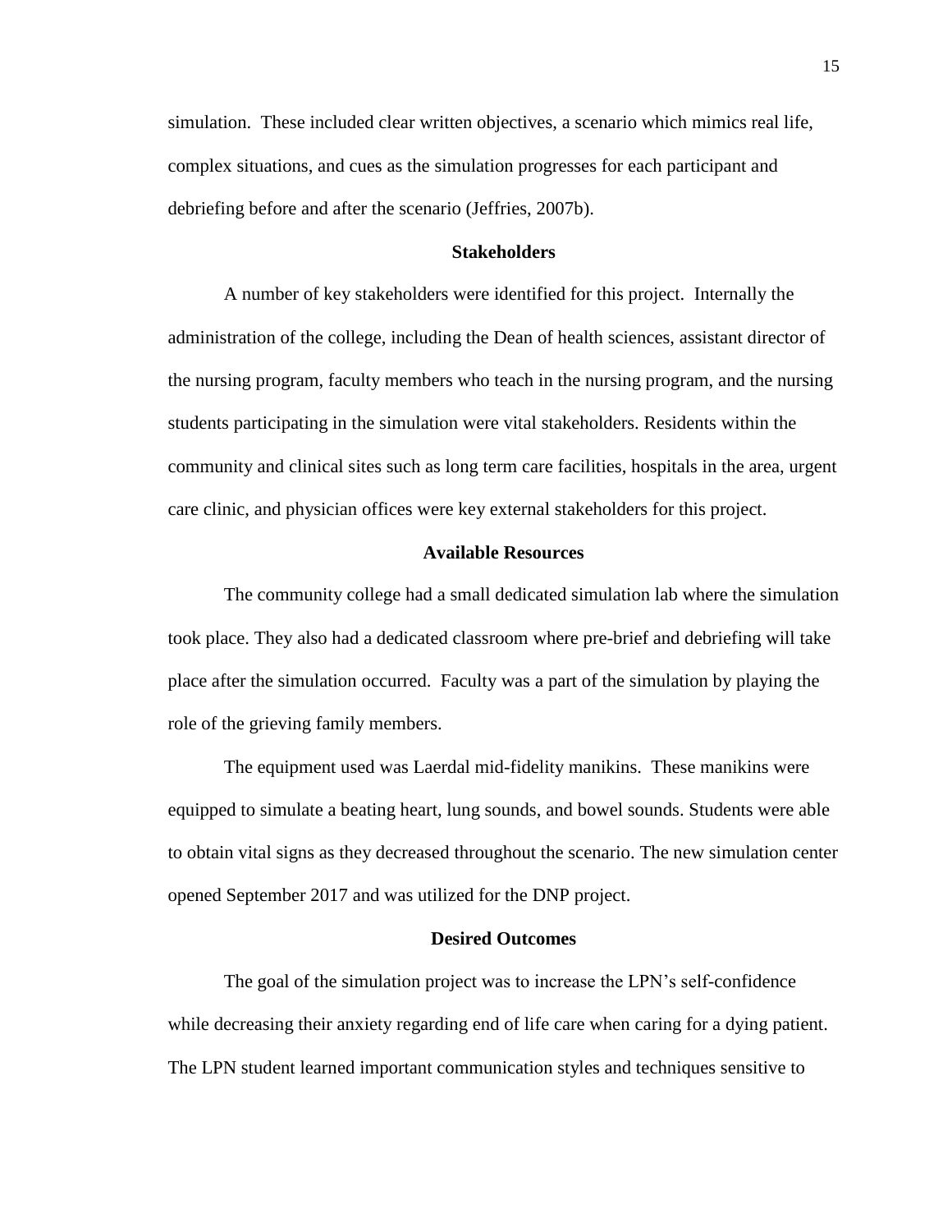simulation. These included clear written objectives, a scenario which mimics real life, complex situations, and cues as the simulation progresses for each participant and debriefing before and after the scenario (Jeffries, 2007b).

## Stakeholders

A number of key stakeholders were identified for this project. Internally the administration of the college, including the Dean of health sciences, assistant director of the nursing program, faculty members who teach in the nursing program, and the nursing students participating in the simulation were vital stakeholders. Residents within the community and clinical sites such as long term care facilities, hospitals in the area, urgent care clinic, and physician offices were key external stakeholders for this project.

## Available Resources

The community college had a small dedicated simulation lab where the simulation took place. They also had a dedicated classroom where pre-brief and debriefing will take place after the simulation occurred. Faculty was a part of the simulation by playing the role of the grieving family members.

The equipment used was Laerdal mid-fidelity manikins. These manikins were equipped to simulate a beating heart, lung sounds, and bowel sounds. Students were able to obtain vital signs as they decreased throughout the scenario. The new simulation center opened September 2017 and was utilized for the DNP project.

## Desired Outcomes

The goal of the simulation project was to increase the LPN's self-confidence while decreasing their anxiety regarding end of life care when caring for a dying patient. The LPN student learned important communication styles and techniques sensitive to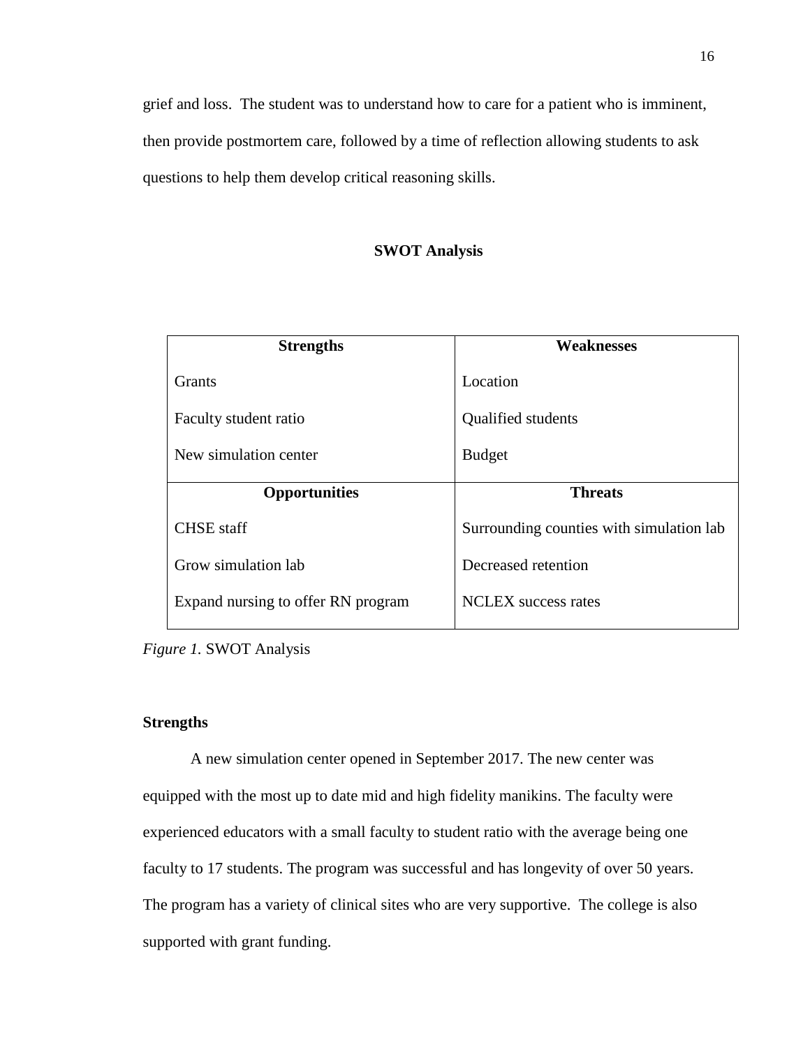grief and loss. The student was to understand how to care for a patient who is imminent, then provide postmortem care, followed by a time of reflection allowing students to ask questions to help them develop critical reasoning skills.

## SWOT Analysis

| **Strengths** | **Weaknesses** |
|---|---|
| Grants | Location |
| Faculty student ratio | Qualified students |
| New simulation center | Budget |
| **Opportunities** | **Threats** |
| CHSE staff | Surrounding counties with simulation lab |
| Grow simulation lab | Decreased retention |
| Expand nursing to offer RN program | NCLEX success rates |

*Figure 1.* SWOT Analysis

### Strengths

A new simulation center opened in September 2017. The new center was equipped with the most up to date mid and high fidelity manikins. The faculty were experienced educators with a small faculty to student ratio with the average being one faculty to 17 students. The program was successful and has longevity of over 50 years. The program has a variety of clinical sites who are very supportive. The college is also supported with grant funding.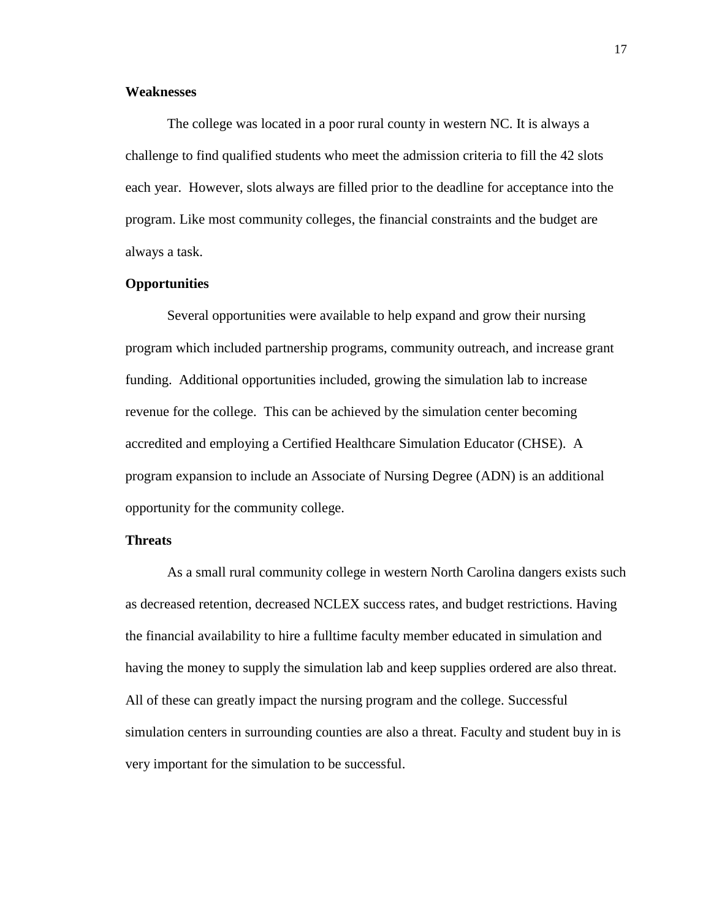**Weaknesses**

The college was located in a poor rural county in western NC. It is always a challenge to find qualified students who meet the admission criteria to fill the 42 slots each year. However, slots always are filled prior to the deadline for acceptance into the program. Like most community colleges, the financial constraints and the budget are always a task.

**Opportunities**

Several opportunities were available to help expand and grow their nursing program which included partnership programs, community outreach, and increase grant funding. Additional opportunities included, growing the simulation lab to increase revenue for the college. This can be achieved by the simulation center becoming accredited and employing a Certified Healthcare Simulation Educator (CHSE). A program expansion to include an Associate of Nursing Degree (ADN) is an additional opportunity for the community college.

**Threats**

As a small rural community college in western North Carolina dangers exists such as decreased retention, decreased NCLEX success rates, and budget restrictions. Having the financial availability to hire a fulltime faculty member educated in simulation and having the money to supply the simulation lab and keep supplies ordered are also threat. All of these can greatly impact the nursing program and the college. Successful simulation centers in surrounding counties are also a threat. Faculty and student buy in is very important for the simulation to be successful.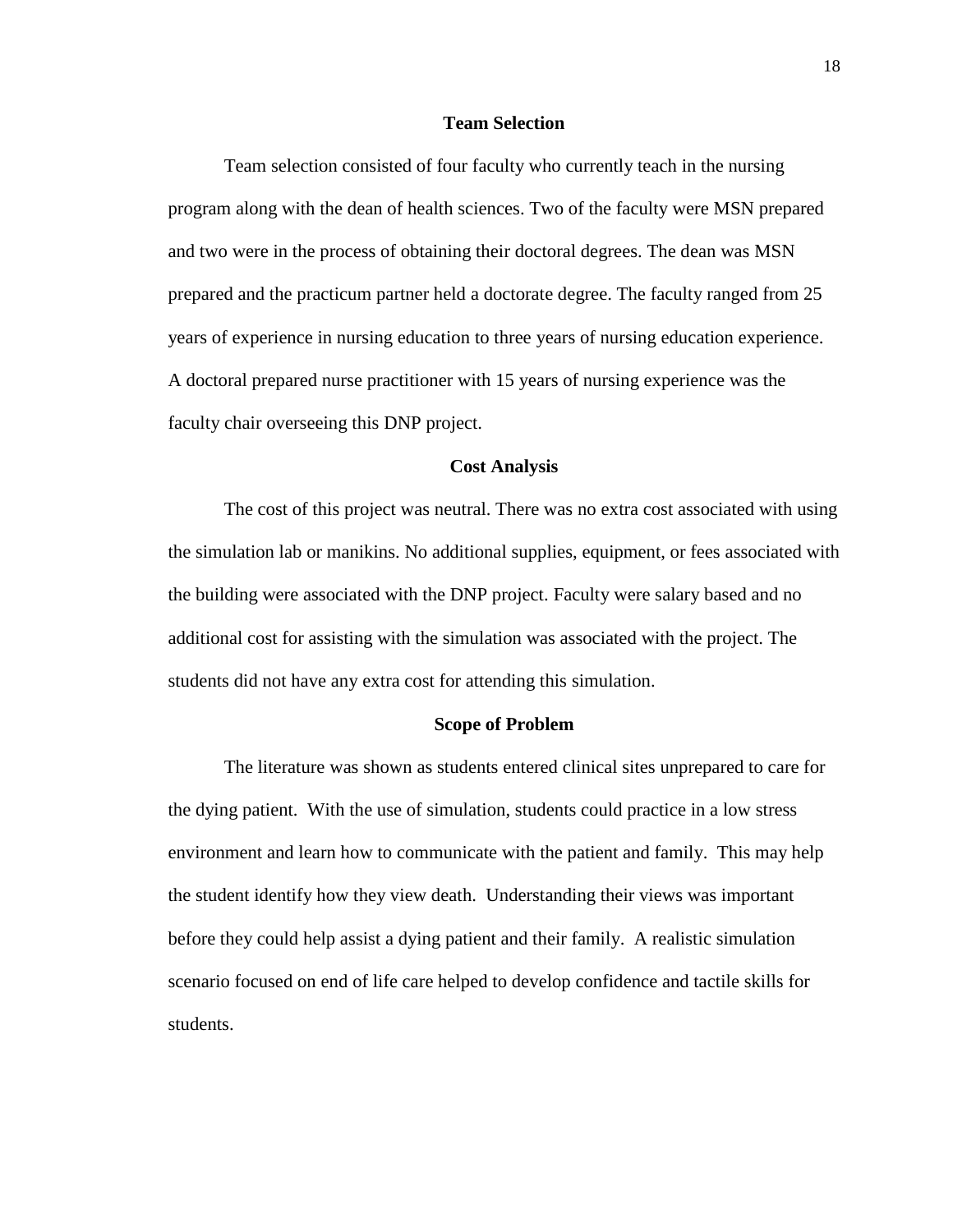## Team Selection

Team selection consisted of four faculty who currently teach in the nursing program along with the dean of health sciences. Two of the faculty were MSN prepared and two were in the process of obtaining their doctoral degrees. The dean was MSN prepared and the practicum partner held a doctorate degree. The faculty ranged from 25 years of experience in nursing education to three years of nursing education experience. A doctoral prepared nurse practitioner with 15 years of nursing experience was the faculty chair overseeing this DNP project.

## Cost Analysis

The cost of this project was neutral. There was no extra cost associated with using the simulation lab or manikins. No additional supplies, equipment, or fees associated with the building were associated with the DNP project. Faculty were salary based and no additional cost for assisting with the simulation was associated with the project. The students did not have any extra cost for attending this simulation.

## Scope of Problem

The literature was shown as students entered clinical sites unprepared to care for the dying patient. With the use of simulation, students could practice in a low stress environment and learn how to communicate with the patient and family. This may help the student identify how they view death. Understanding their views was important before they could help assist a dying patient and their family. A realistic simulation scenario focused on end of life care helped to develop confidence and tactile skills for students.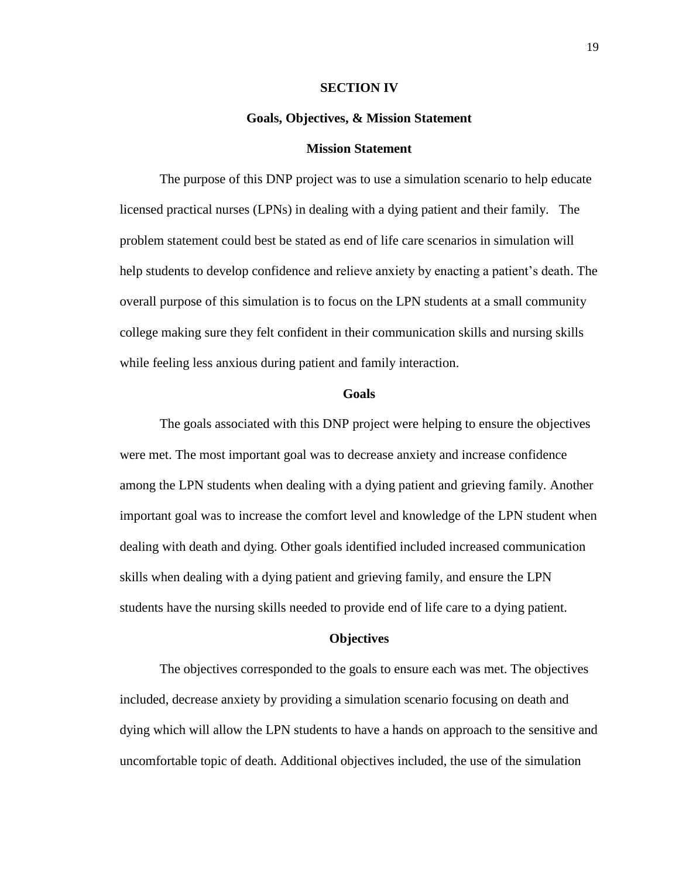## SECTION IV

## Goals, Objectives, & Mission Statement

### Mission Statement

The purpose of this DNP project was to use a simulation scenario to help educate licensed practical nurses (LPNs) in dealing with a dying patient and their family. The problem statement could best be stated as end of life care scenarios in simulation will help students to develop confidence and relieve anxiety by enacting a patient's death. The overall purpose of this simulation is to focus on the LPN students at a small community college making sure they felt confident in their communication skills and nursing skills while feeling less anxious during patient and family interaction.

### Goals

The goals associated with this DNP project were helping to ensure the objectives were met. The most important goal was to decrease anxiety and increase confidence among the LPN students when dealing with a dying patient and grieving family. Another important goal was to increase the comfort level and knowledge of the LPN student when dealing with death and dying. Other goals identified included increased communication skills when dealing with a dying patient and grieving family, and ensure the LPN students have the nursing skills needed to provide end of life care to a dying patient.

### Objectives

The objectives corresponded to the goals to ensure each was met. The objectives included, decrease anxiety by providing a simulation scenario focusing on death and dying which will allow the LPN students to have a hands on approach to the sensitive and uncomfortable topic of death. Additional objectives included, the use of the simulation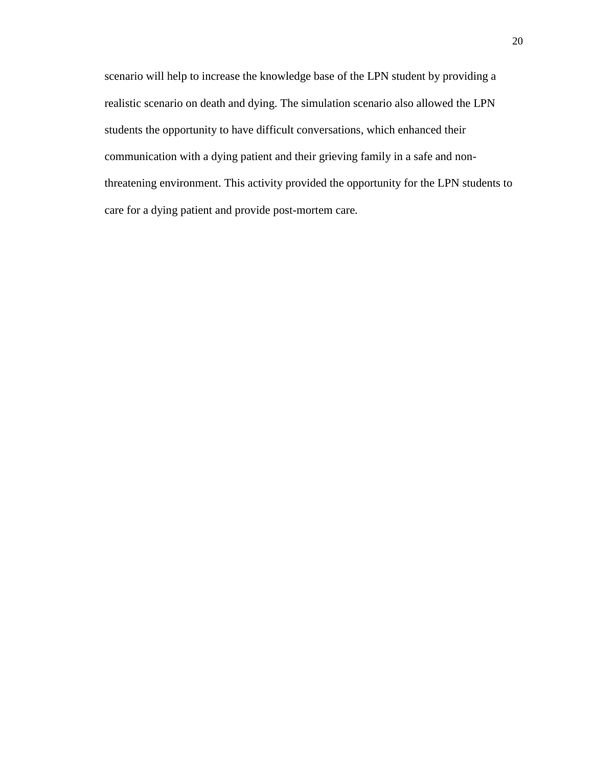scenario will help to increase the knowledge base of the LPN student by providing a realistic scenario on death and dying. The simulation scenario also allowed the LPN students the opportunity to have difficult conversations, which enhanced their communication with a dying patient and their grieving family in a safe and non-threatening environment. This activity provided the opportunity for the LPN students to care for a dying patient and provide post-mortem care.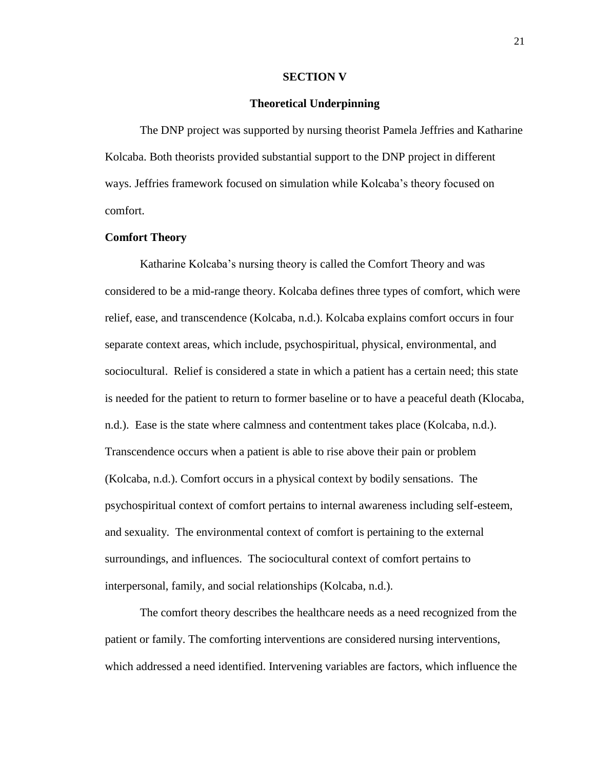# SECTION V

## Theoretical Underpinning

The DNP project was supported by nursing theorist Pamela Jeffries and Katharine Kolcaba. Both theorists provided substantial support to the DNP project in different ways. Jeffries framework focused on simulation while Kolcaba's theory focused on comfort.

### Comfort Theory

Katharine Kolcaba's nursing theory is called the Comfort Theory and was considered to be a mid-range theory. Kolcaba defines three types of comfort, which were relief, ease, and transcendence (Kolcaba, n.d.). Kolcaba explains comfort occurs in four separate context areas, which include, psychospiritual, physical, environmental, and sociocultural. Relief is considered a state in which a patient has a certain need; this state is needed for the patient to return to former baseline or to have a peaceful death (Klocaba, n.d.). Ease is the state where calmness and contentment takes place (Kolcaba, n.d.). Transcendence occurs when a patient is able to rise above their pain or problem (Kolcaba, n.d.). Comfort occurs in a physical context by bodily sensations. The psychospiritual context of comfort pertains to internal awareness including self-esteem, and sexuality. The environmental context of comfort is pertaining to the external surroundings, and influences. The sociocultural context of comfort pertains to interpersonal, family, and social relationships (Kolcaba, n.d.).

The comfort theory describes the healthcare needs as a need recognized from the patient or family. The comforting interventions are considered nursing interventions, which addressed a need identified. Intervening variables are factors, which influence the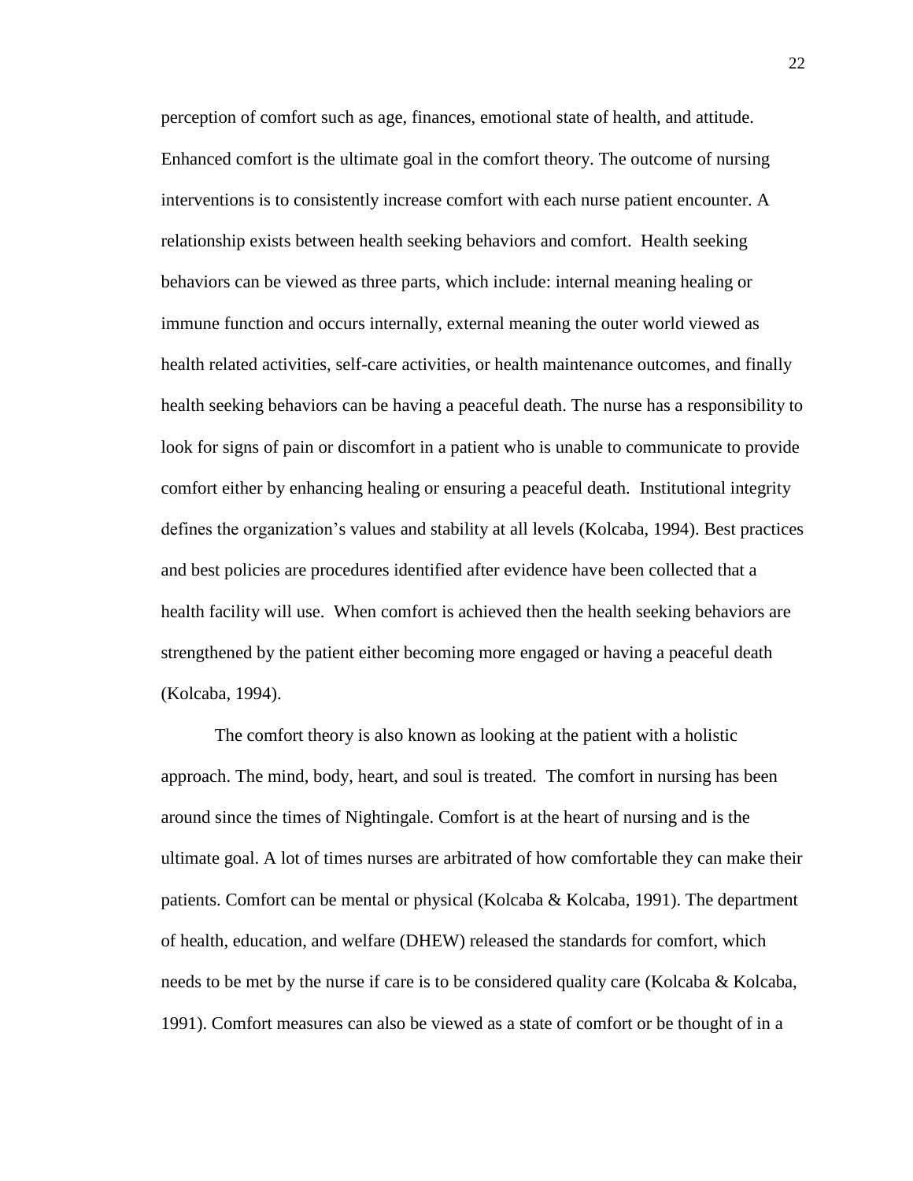perception of comfort such as age, finances, emotional state of health, and attitude. Enhanced comfort is the ultimate goal in the comfort theory. The outcome of nursing interventions is to consistently increase comfort with each nurse patient encounter. A relationship exists between health seeking behaviors and comfort. Health seeking behaviors can be viewed as three parts, which include: internal meaning healing or immune function and occurs internally, external meaning the outer world viewed as health related activities, self-care activities, or health maintenance outcomes, and finally health seeking behaviors can be having a peaceful death. The nurse has a responsibility to look for signs of pain or discomfort in a patient who is unable to communicate to provide comfort either by enhancing healing or ensuring a peaceful death. Institutional integrity defines the organization's values and stability at all levels (Kolcaba, 1994). Best practices and best policies are procedures identified after evidence have been collected that a health facility will use. When comfort is achieved then the health seeking behaviors are strengthened by the patient either becoming more engaged or having a peaceful death (Kolcaba, 1994).

The comfort theory is also known as looking at the patient with a holistic approach. The mind, body, heart, and soul is treated. The comfort in nursing has been around since the times of Nightingale. Comfort is at the heart of nursing and is the ultimate goal. A lot of times nurses are arbitrated of how comfortable they can make their patients. Comfort can be mental or physical (Kolcaba & Kolcaba, 1991). The department of health, education, and welfare (DHEW) released the standards for comfort, which needs to be met by the nurse if care is to be considered quality care (Kolcaba & Kolcaba, 1991). Comfort measures can also be viewed as a state of comfort or be thought of in a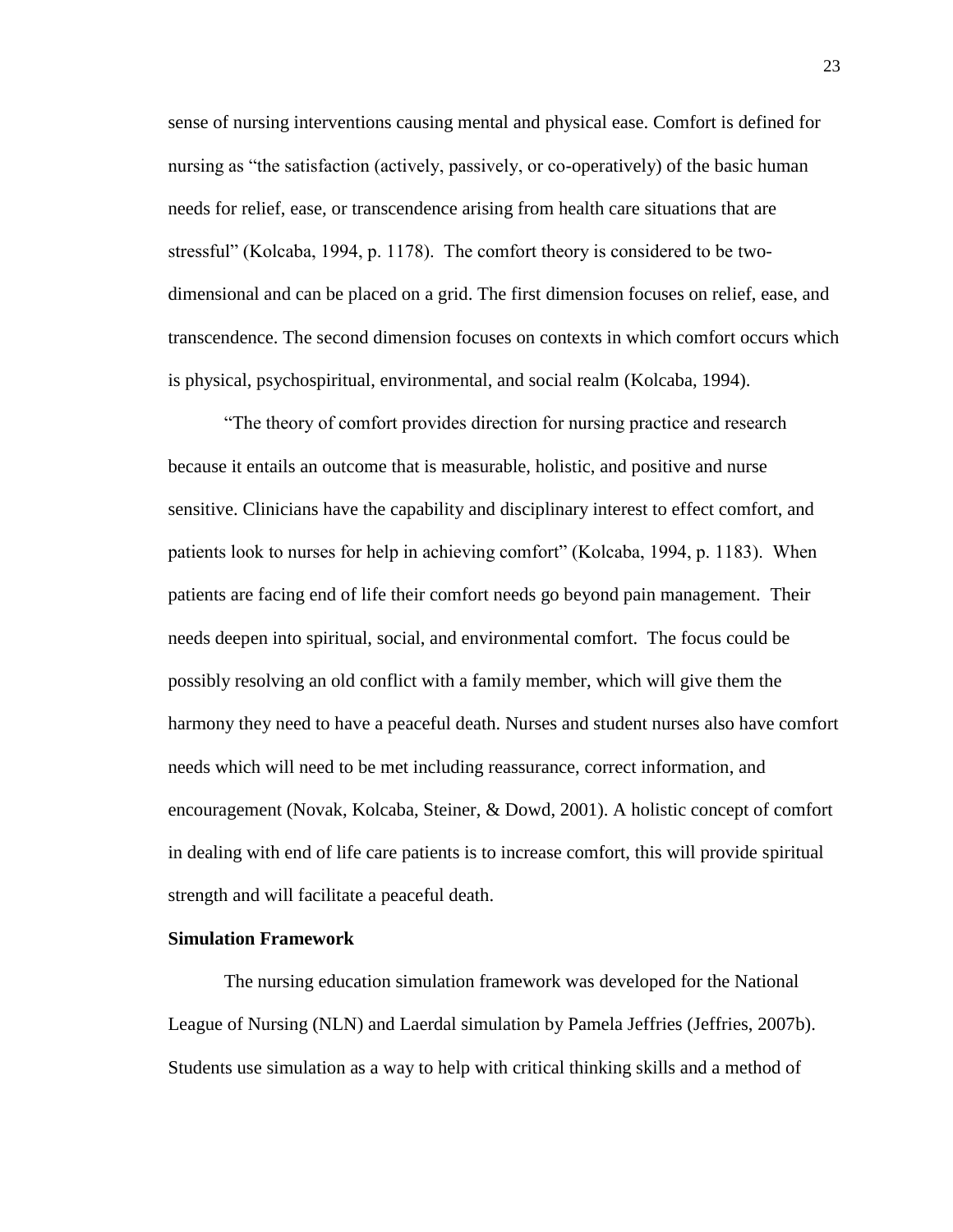sense of nursing interventions causing mental and physical ease. Comfort is defined for nursing as "the satisfaction (actively, passively, or co-operatively) of the basic human needs for relief, ease, or transcendence arising from health care situations that are stressful" (Kolcaba, 1994, p. 1178). The comfort theory is considered to be two-dimensional and can be placed on a grid. The first dimension focuses on relief, ease, and transcendence. The second dimension focuses on contexts in which comfort occurs which is physical, psychospiritual, environmental, and social realm (Kolcaba, 1994).

"The theory of comfort provides direction for nursing practice and research because it entails an outcome that is measurable, holistic, and positive and nurse sensitive. Clinicians have the capability and disciplinary interest to effect comfort, and patients look to nurses for help in achieving comfort" (Kolcaba, 1994, p. 1183). When patients are facing end of life their comfort needs go beyond pain management. Their needs deepen into spiritual, social, and environmental comfort. The focus could be possibly resolving an old conflict with a family member, which will give them the harmony they need to have a peaceful death. Nurses and student nurses also have comfort needs which will need to be met including reassurance, correct information, and encouragement (Novak, Kolcaba, Steiner, & Dowd, 2001). A holistic concept of comfort in dealing with end of life care patients is to increase comfort, this will provide spiritual strength and will facilitate a peaceful death.

**Simulation Framework**

The nursing education simulation framework was developed for the National League of Nursing (NLN) and Laerdal simulation by Pamela Jeffries (Jeffries, 2007b). Students use simulation as a way to help with critical thinking skills and a method of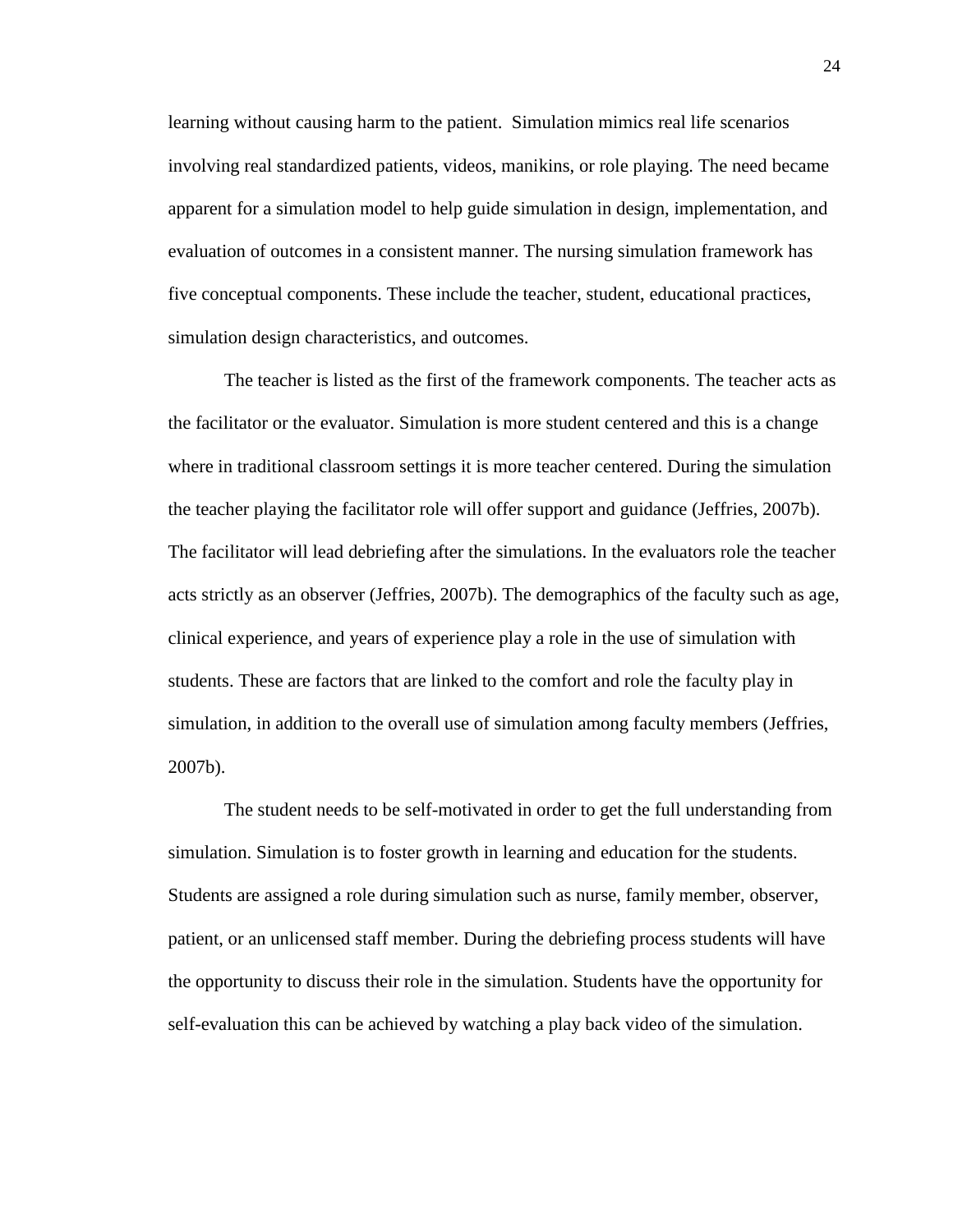learning without causing harm to the patient.  Simulation mimics real life scenarios involving real standardized patients, videos, manikins, or role playing. The need became apparent for a simulation model to help guide simulation in design, implementation, and evaluation of outcomes in a consistent manner. The nursing simulation framework has five conceptual components. These include the teacher, student, educational practices, simulation design characteristics, and outcomes.

The teacher is listed as the first of the framework components. The teacher acts as the facilitator or the evaluator. Simulation is more student centered and this is a change where in traditional classroom settings it is more teacher centered. During the simulation the teacher playing the facilitator role will offer support and guidance (Jeffries, 2007b). The facilitator will lead debriefing after the simulations. In the evaluators role the teacher acts strictly as an observer (Jeffries, 2007b). The demographics of the faculty such as age, clinical experience, and years of experience play a role in the use of simulation with students. These are factors that are linked to the comfort and role the faculty play in simulation, in addition to the overall use of simulation among faculty members (Jeffries, 2007b).

The student needs to be self-motivated in order to get the full understanding from simulation. Simulation is to foster growth in learning and education for the students. Students are assigned a role during simulation such as nurse, family member, observer, patient, or an unlicensed staff member. During the debriefing process students will have the opportunity to discuss their role in the simulation. Students have the opportunity for self-evaluation this can be achieved by watching a play back video of the simulation.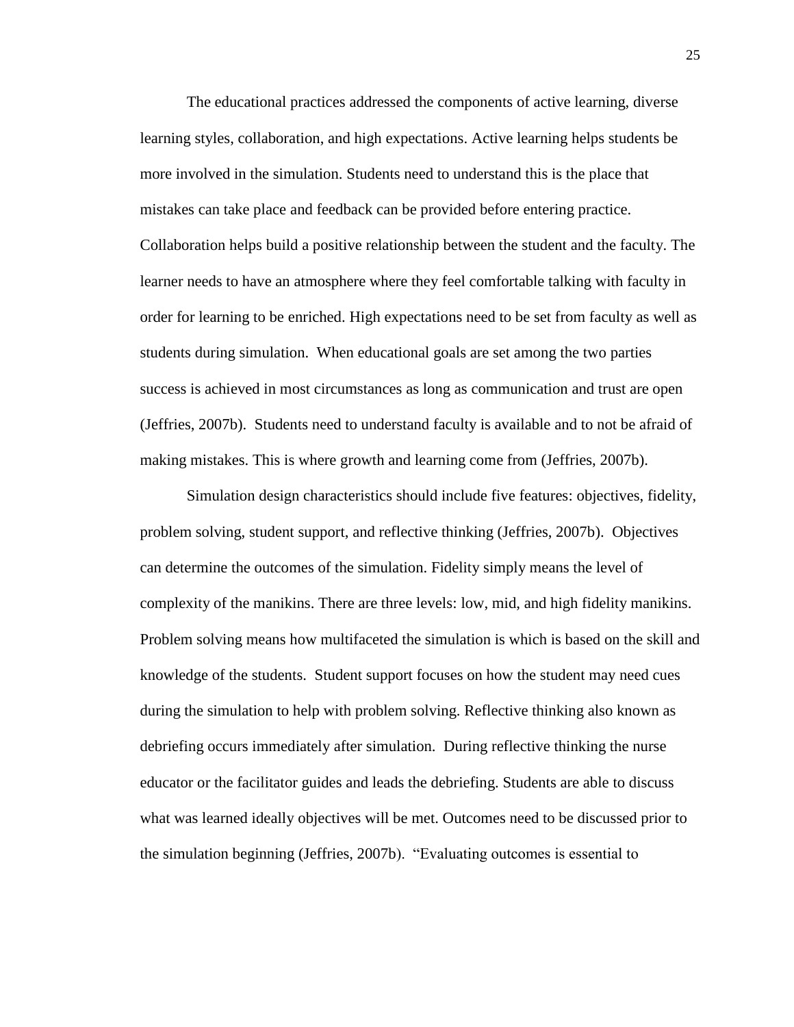The educational practices addressed the components of active learning, diverse learning styles, collaboration, and high expectations. Active learning helps students be more involved in the simulation. Students need to understand this is the place that mistakes can take place and feedback can be provided before entering practice. Collaboration helps build a positive relationship between the student and the faculty. The learner needs to have an atmosphere where they feel comfortable talking with faculty in order for learning to be enriched. High expectations need to be set from faculty as well as students during simulation. When educational goals are set among the two parties success is achieved in most circumstances as long as communication and trust are open (Jeffries, 2007b). Students need to understand faculty is available and to not be afraid of making mistakes. This is where growth and learning come from (Jeffries, 2007b).

Simulation design characteristics should include five features: objectives, fidelity, problem solving, student support, and reflective thinking (Jeffries, 2007b). Objectives can determine the outcomes of the simulation. Fidelity simply means the level of complexity of the manikins. There are three levels: low, mid, and high fidelity manikins. Problem solving means how multifaceted the simulation is which is based on the skill and knowledge of the students. Student support focuses on how the student may need cues during the simulation to help with problem solving. Reflective thinking also known as debriefing occurs immediately after simulation. During reflective thinking the nurse educator or the facilitator guides and leads the debriefing. Students are able to discuss what was learned ideally objectives will be met. Outcomes need to be discussed prior to the simulation beginning (Jeffries, 2007b). "Evaluating outcomes is essential to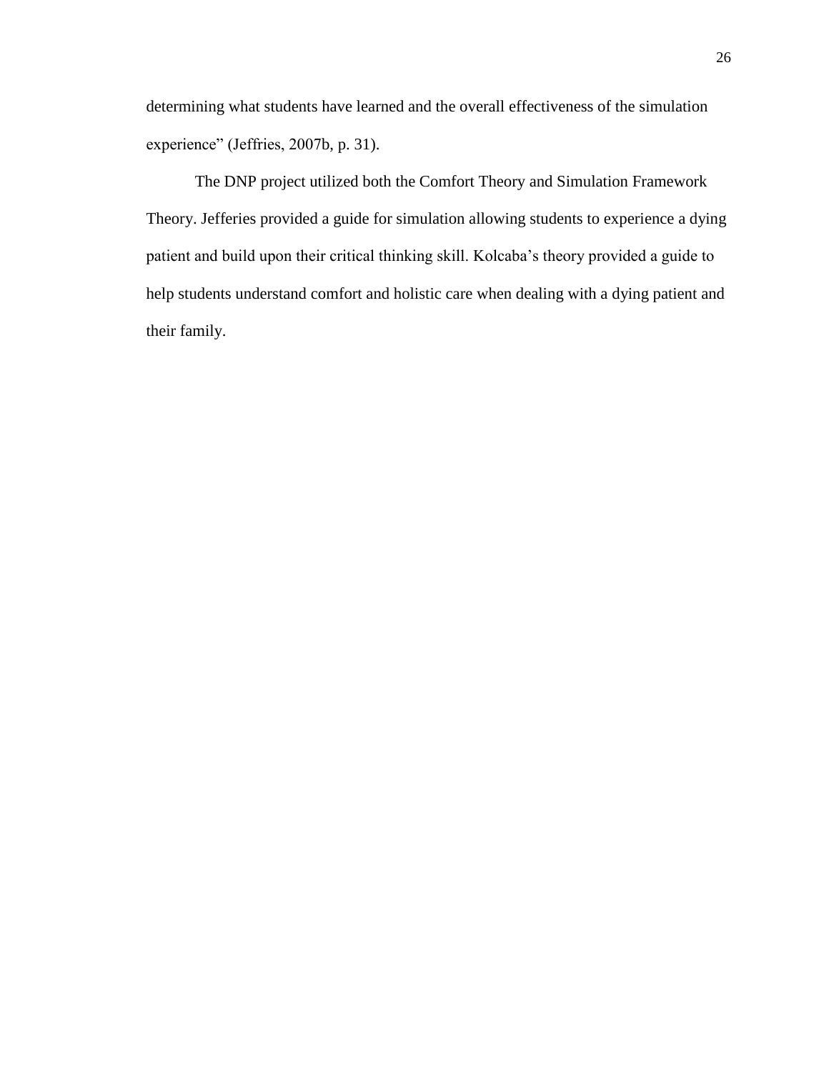determining what students have learned and the overall effectiveness of the simulation experience" (Jeffries, 2007b, p. 31).

The DNP project utilized both the Comfort Theory and Simulation Framework Theory. Jefferies provided a guide for simulation allowing students to experience a dying patient and build upon their critical thinking skill. Kolcaba's theory provided a guide to help students understand comfort and holistic care when dealing with a dying patient and their family.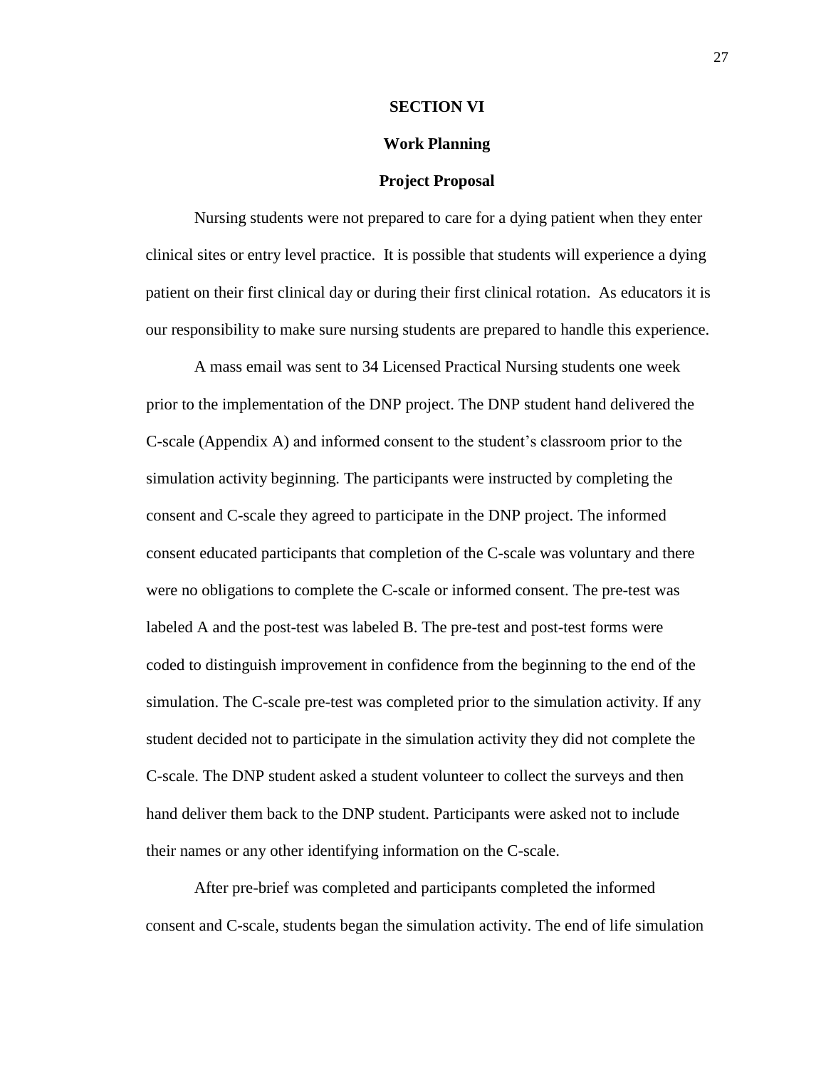## SECTION VI

### Work Planning

### Project Proposal

Nursing students were not prepared to care for a dying patient when they enter clinical sites or entry level practice. It is possible that students will experience a dying patient on their first clinical day or during their first clinical rotation. As educators it is our responsibility to make sure nursing students are prepared to handle this experience.

A mass email was sent to 34 Licensed Practical Nursing students one week prior to the implementation of the DNP project. The DNP student hand delivered the C-scale (Appendix A) and informed consent to the student's classroom prior to the simulation activity beginning. The participants were instructed by completing the consent and C-scale they agreed to participate in the DNP project. The informed consent educated participants that completion of the C-scale was voluntary and there were no obligations to complete the C-scale or informed consent. The pre-test was labeled A and the post-test was labeled B. The pre-test and post-test forms were coded to distinguish improvement in confidence from the beginning to the end of the simulation. The C-scale pre-test was completed prior to the simulation activity. If any student decided not to participate in the simulation activity they did not complete the C-scale. The DNP student asked a student volunteer to collect the surveys and then hand deliver them back to the DNP student. Participants were asked not to include their names or any other identifying information on the C-scale.

After pre-brief was completed and participants completed the informed consent and C-scale, students began the simulation activity. The end of life simulation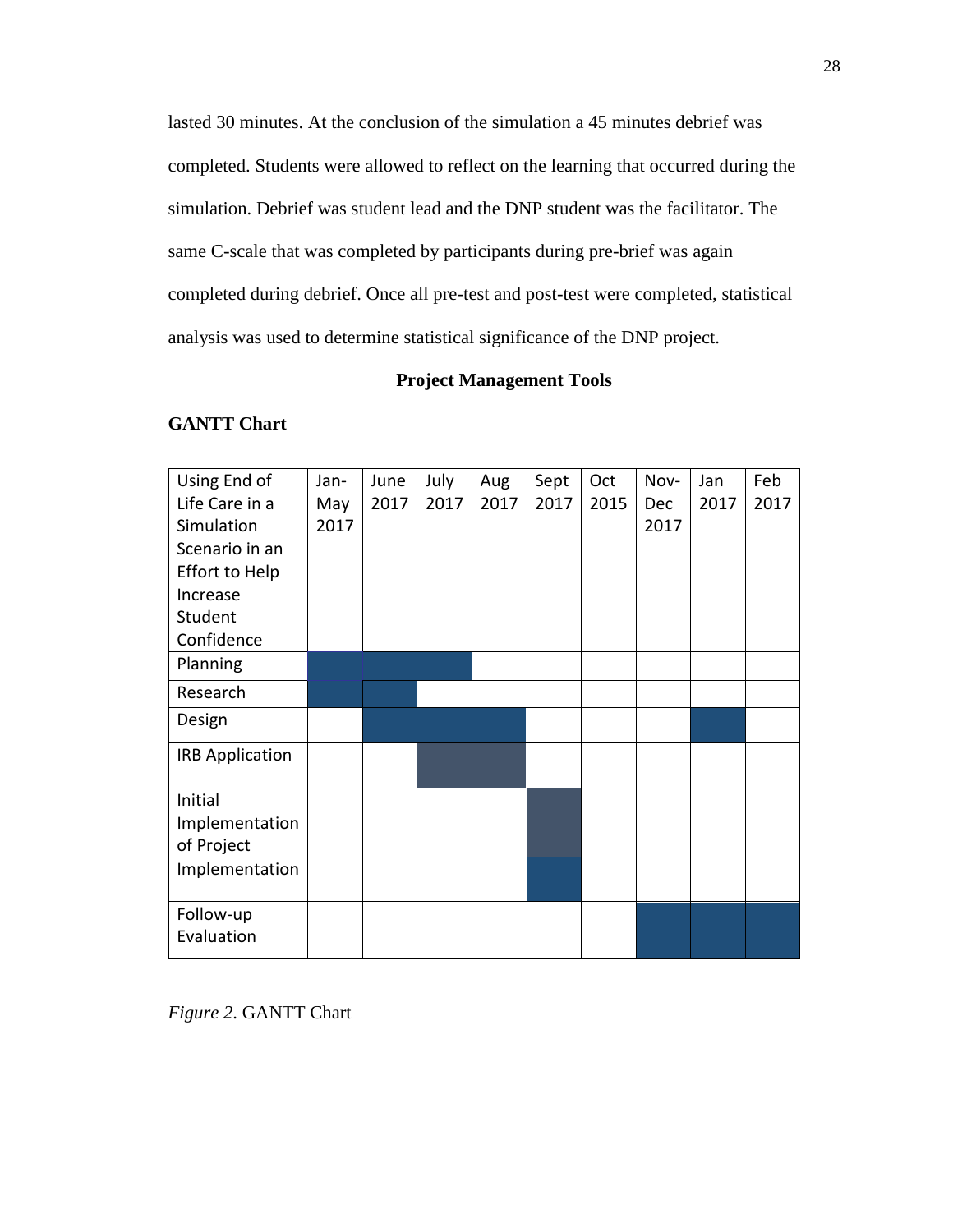lasted 30 minutes. At the conclusion of the simulation a 45 minutes debrief was completed. Students were allowed to reflect on the learning that occurred during the simulation. Debrief was student lead and the DNP student was the facilitator. The same C-scale that was completed by participants during pre-brief was again completed during debrief. Once all pre-test and post-test were completed, statistical analysis was used to determine statistical significance of the DNP project.

## Project Management Tools

### GANTT Chart

| Using End of Life Care in a Simulation Scenario in an Effort to Help Increase Student Confidence | Jan-May 2017 | June 2017 | July 2017 | Aug 2017 | Sept 2017 | Oct 2015 | Nov-Dec 2017 | Jan 2017 | Feb 2017 |
|---|---|---|---|---|---|---|---|---|---|
| Planning | ■ | ■ | ■ | | | | | | |
| Research | ■ | ■ | | | | | | | |
| Design | | ■ | ■ | ■ | | | | ■ | |
| IRB Application | | | ■ | ■ | | | | | |
| Initial Implementation of Project | | | | | ■ | | | | |
| Implementation | | | | | ■ | | | | |
| Follow-up Evaluation | | | | | | | ■ | ■ | ■ |

*Figure 2*. GANTT Chart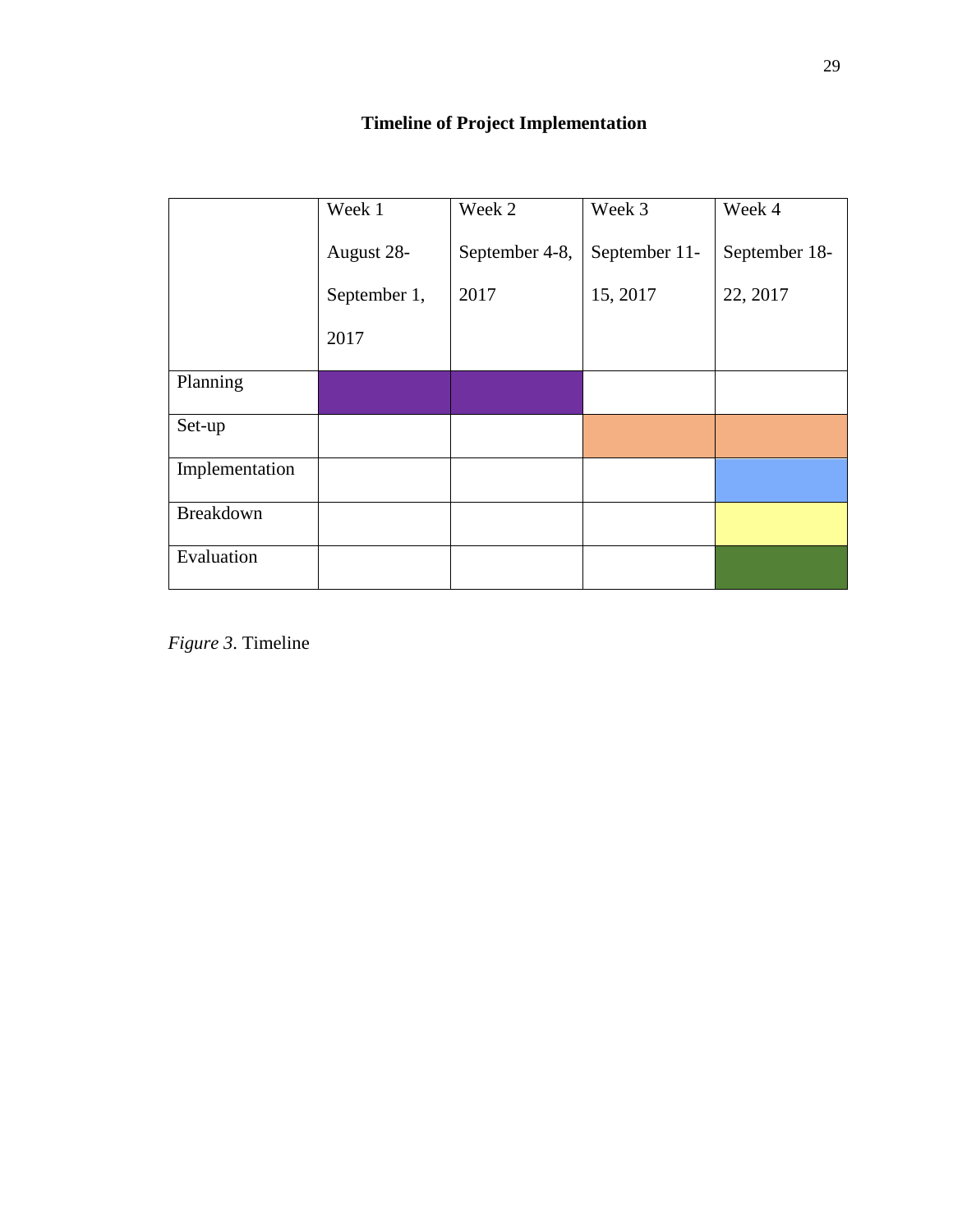**Timeline of Project Implementation**

| | Week 1 August 28- September 1, 2017 | Week 2 September 4-8, 2017 | Week 3 September 11- 15, 2017 | Week 4 September 18- 22, 2017 |
|---|---|---|---|---|
| Planning | ■ | ■ | | |
| Set-up | | | ■ | ■ |
| Implementation | | | | ■ |
| Breakdown | | | | ■ |
| Evaluation | | | | ■ |

*Figure 3*. Timeline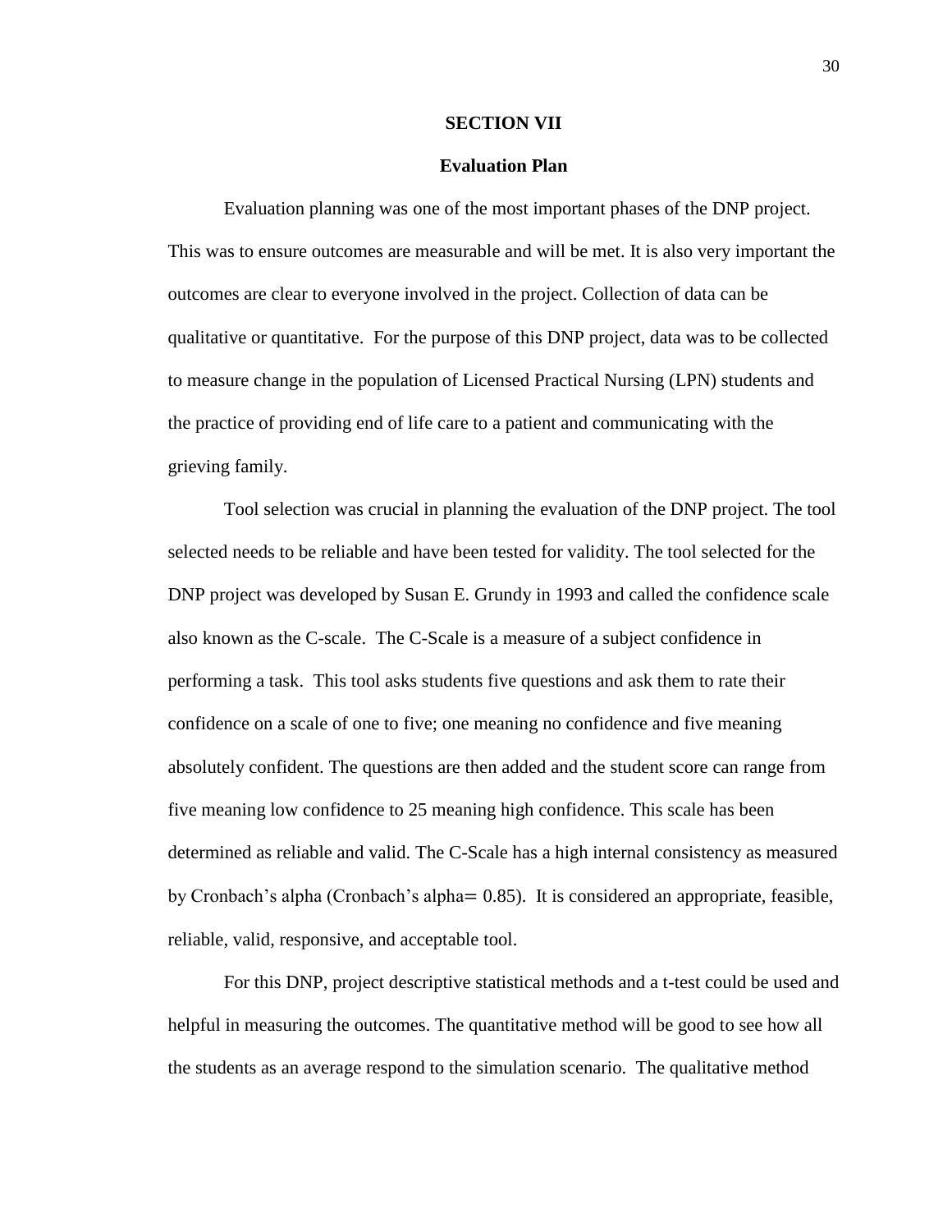## SECTION VII

### Evaluation Plan

Evaluation planning was one of the most important phases of the DNP project. This was to ensure outcomes are measurable and will be met. It is also very important the outcomes are clear to everyone involved in the project. Collection of data can be qualitative or quantitative. For the purpose of this DNP project, data was to be collected to measure change in the population of Licensed Practical Nursing (LPN) students and the practice of providing end of life care to a patient and communicating with the grieving family.

Tool selection was crucial in planning the evaluation of the DNP project. The tool selected needs to be reliable and have been tested for validity. The tool selected for the DNP project was developed by Susan E. Grundy in 1993 and called the confidence scale also known as the C-scale. The C-Scale is a measure of a subject confidence in performing a task. This tool asks students five questions and ask them to rate their confidence on a scale of one to five; one meaning no confidence and five meaning absolutely confident. The questions are then added and the student score can range from five meaning low confidence to 25 meaning high confidence. This scale has been determined as reliable and valid. The C-Scale has a high internal consistency as measured by Cronbach's alpha (Cronbach's alpha= 0.85). It is considered an appropriate, feasible, reliable, valid, responsive, and acceptable tool.

For this DNP, project descriptive statistical methods and a t-test could be used and helpful in measuring the outcomes. The quantitative method will be good to see how all the students as an average respond to the simulation scenario. The qualitative method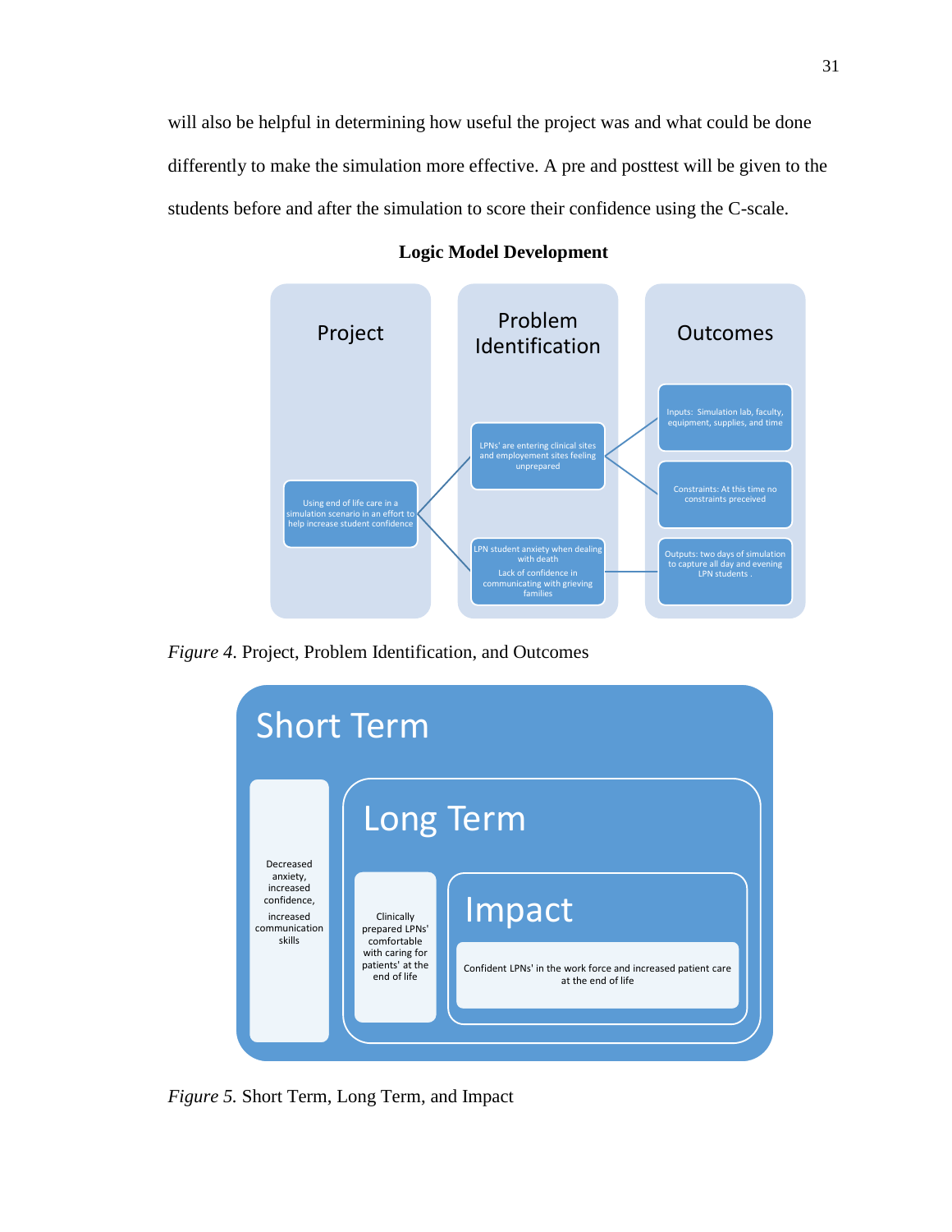will also be helpful in determining how useful the project was and what could be done differently to make the simulation more effective. A pre and posttest will be given to the students before and after the simulation to score their confidence using the C-scale.

**Logic Model Development**

Project

Using end of life care in a simulation scenario in an effort to help increase student confidence

Problem Identification

LPNs' are entering clinical sites and employement sites feeling unprepared

LPN student anxiety when dealing with death

Lack of confidence in communicating with grieving families

Outcomes

Inputs: Simulation lab, faculty, equipment, supplies, and time

Constraints: At this time no constraints preceived

Outputs: two days of simulation to capture all day and evening LPN students .

*Figure 4.* Project, Problem Identification, and Outcomes

Short Term

Decreased anxiety, increased confidence,

increased communication skills

Long Term

Clinically prepared LPNs' comfortable with caring for patients' at the end of life

Impact

Confident LPNs' in the work force and increased patient care at the end of life

*Figure 5.* Short Term, Long Term, and Impact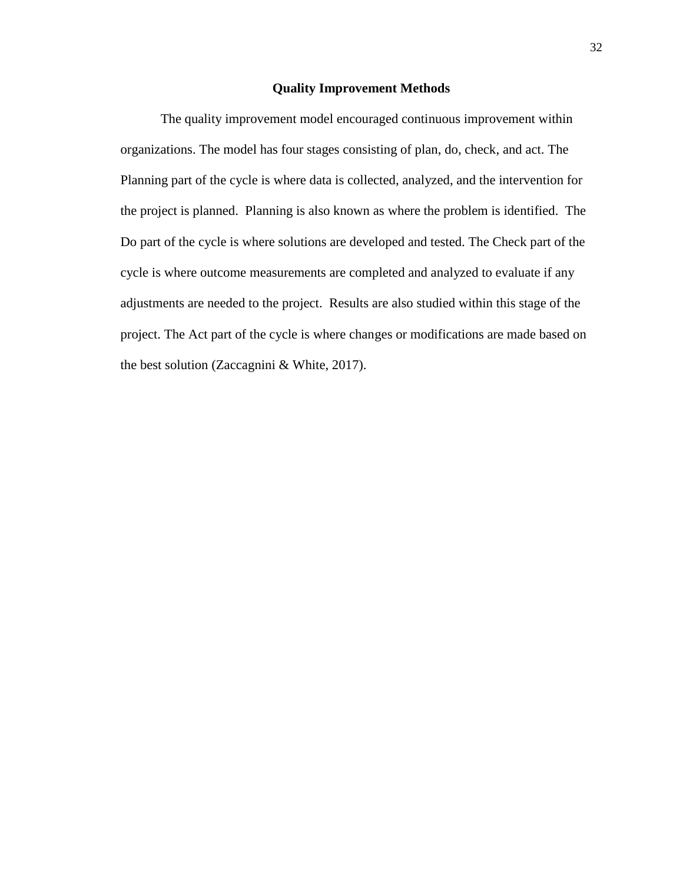## Quality Improvement Methods

The quality improvement model encouraged continuous improvement within organizations. The model has four stages consisting of plan, do, check, and act. The Planning part of the cycle is where data is collected, analyzed, and the intervention for the project is planned. Planning is also known as where the problem is identified. The Do part of the cycle is where solutions are developed and tested. The Check part of the cycle is where outcome measurements are completed and analyzed to evaluate if any adjustments are needed to the project. Results are also studied within this stage of the project. The Act part of the cycle is where changes or modifications are made based on the best solution (Zaccagnini & White, 2017).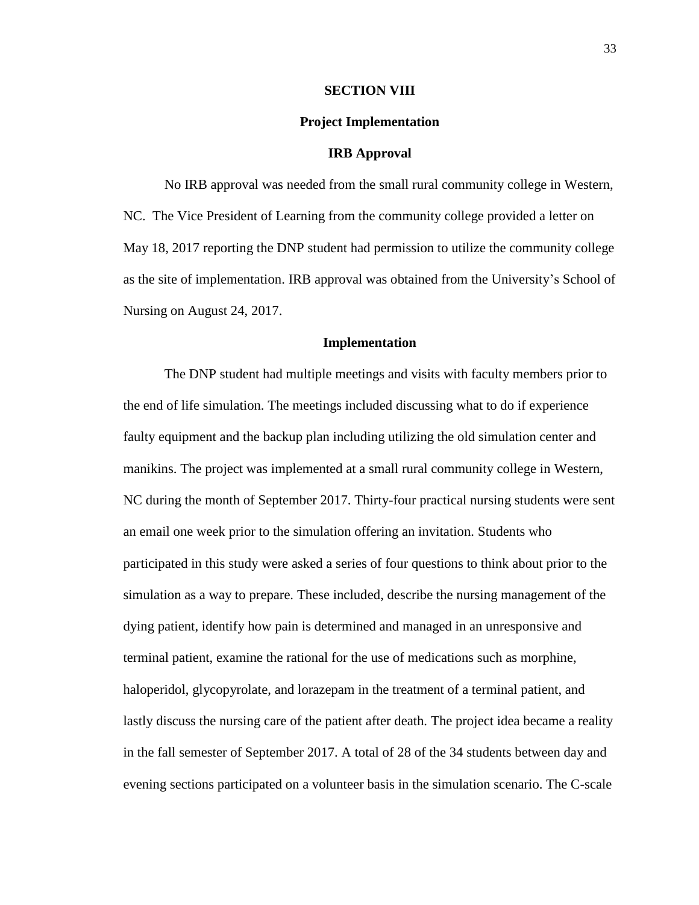# SECTION VIII

## Project Implementation

### IRB Approval

No IRB approval was needed from the small rural community college in Western, NC. The Vice President of Learning from the community college provided a letter on May 18, 2017 reporting the DNP student had permission to utilize the community college as the site of implementation. IRB approval was obtained from the University's School of Nursing on August 24, 2017.

### Implementation

The DNP student had multiple meetings and visits with faculty members prior to the end of life simulation. The meetings included discussing what to do if experience faulty equipment and the backup plan including utilizing the old simulation center and manikins. The project was implemented at a small rural community college in Western, NC during the month of September 2017. Thirty-four practical nursing students were sent an email one week prior to the simulation offering an invitation. Students who participated in this study were asked a series of four questions to think about prior to the simulation as a way to prepare. These included, describe the nursing management of the dying patient, identify how pain is determined and managed in an unresponsive and terminal patient, examine the rational for the use of medications such as morphine, haloperidol, glycopyrolate, and lorazepam in the treatment of a terminal patient, and lastly discuss the nursing care of the patient after death. The project idea became a reality in the fall semester of September 2017. A total of 28 of the 34 students between day and evening sections participated on a volunteer basis in the simulation scenario. The C-scale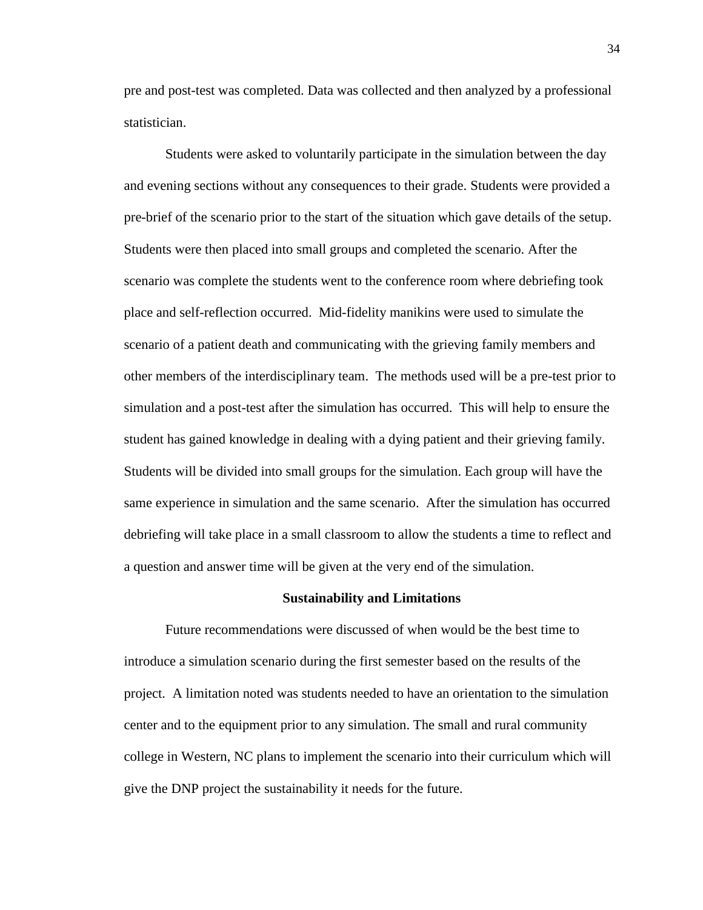pre and post-test was completed. Data was collected and then analyzed by a professional statistician.

Students were asked to voluntarily participate in the simulation between the day and evening sections without any consequences to their grade. Students were provided a pre-brief of the scenario prior to the start of the situation which gave details of the setup. Students were then placed into small groups and completed the scenario. After the scenario was complete the students went to the conference room where debriefing took place and self-reflection occurred. Mid-fidelity manikins were used to simulate the scenario of a patient death and communicating with the grieving family members and other members of the interdisciplinary team. The methods used will be a pre-test prior to simulation and a post-test after the simulation has occurred. This will help to ensure the student has gained knowledge in dealing with a dying patient and their grieving family. Students will be divided into small groups for the simulation. Each group will have the same experience in simulation and the same scenario. After the simulation has occurred debriefing will take place in a small classroom to allow the students a time to reflect and a question and answer time will be given at the very end of the simulation.

## Sustainability and Limitations

Future recommendations were discussed of when would be the best time to introduce a simulation scenario during the first semester based on the results of the project. A limitation noted was students needed to have an orientation to the simulation center and to the equipment prior to any simulation. The small and rural community college in Western, NC plans to implement the scenario into their curriculum which will give the DNP project the sustainability it needs for the future.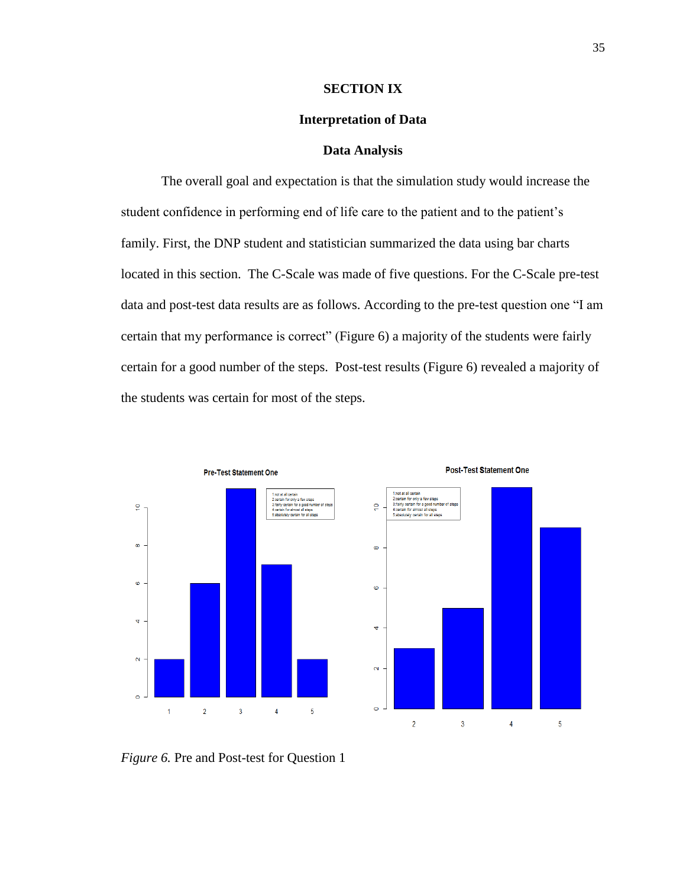## SECTION IX

## Interpretation of Data

### Data Analysis

The overall goal and expectation is that the simulation study would increase the student confidence in performing end of life care to the patient and to the patient's family. First, the DNP student and statistician summarized the data using bar charts located in this section.  The C-Scale was made of five questions. For the C-Scale pre-test data and post-test data results are as follows. According to the pre-test question one "I am certain that my performance is correct" (Figure 6) a majority of the students were fairly certain for a good number of the steps.  Post-test results (Figure 6) revealed a majority of the students was certain for most of the steps.

*Figure 6.* Pre and Post-test for Question 1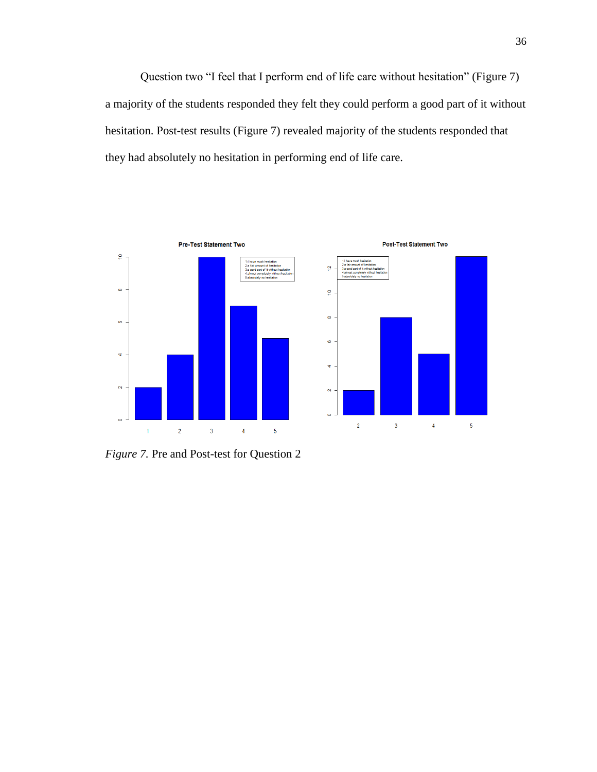Question two "I feel that I perform end of life care without hesitation" (Figure 7) a majority of the students responded they felt they could perform a good part of it without hesitation. Post-test results (Figure 7) revealed majority of the students responded that they had absolutely no hesitation in performing end of life care.

*Figure 7.* Pre and Post-test for Question 2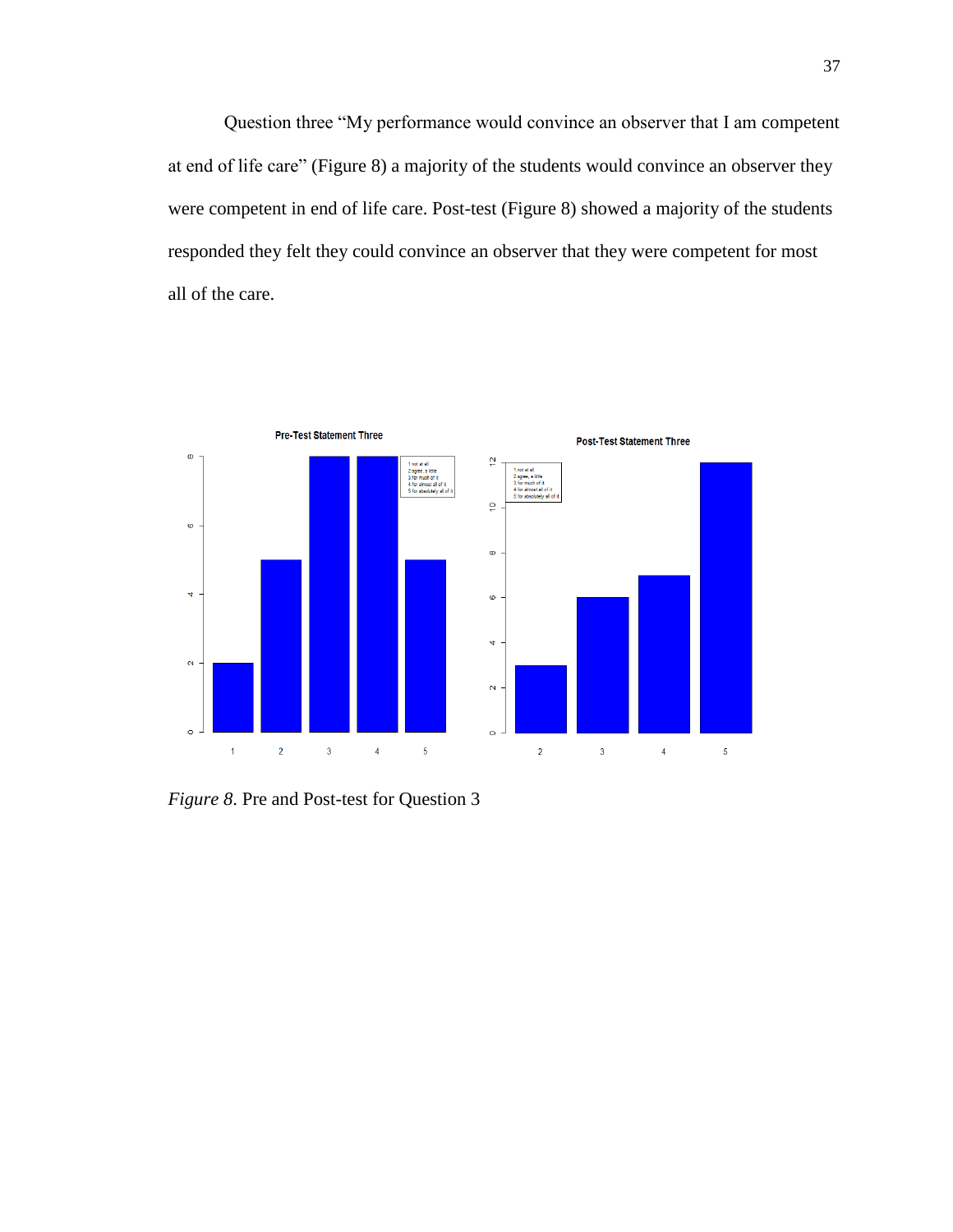Question three "My performance would convince an observer that I am competent at end of life care" (Figure 8) a majority of the students would convince an observer they were competent in end of life care. Post-test (Figure 8) showed a majority of the students responded they felt they could convince an observer that they were competent for most all of the care.

*Figure 8.* Pre and Post-test for Question 3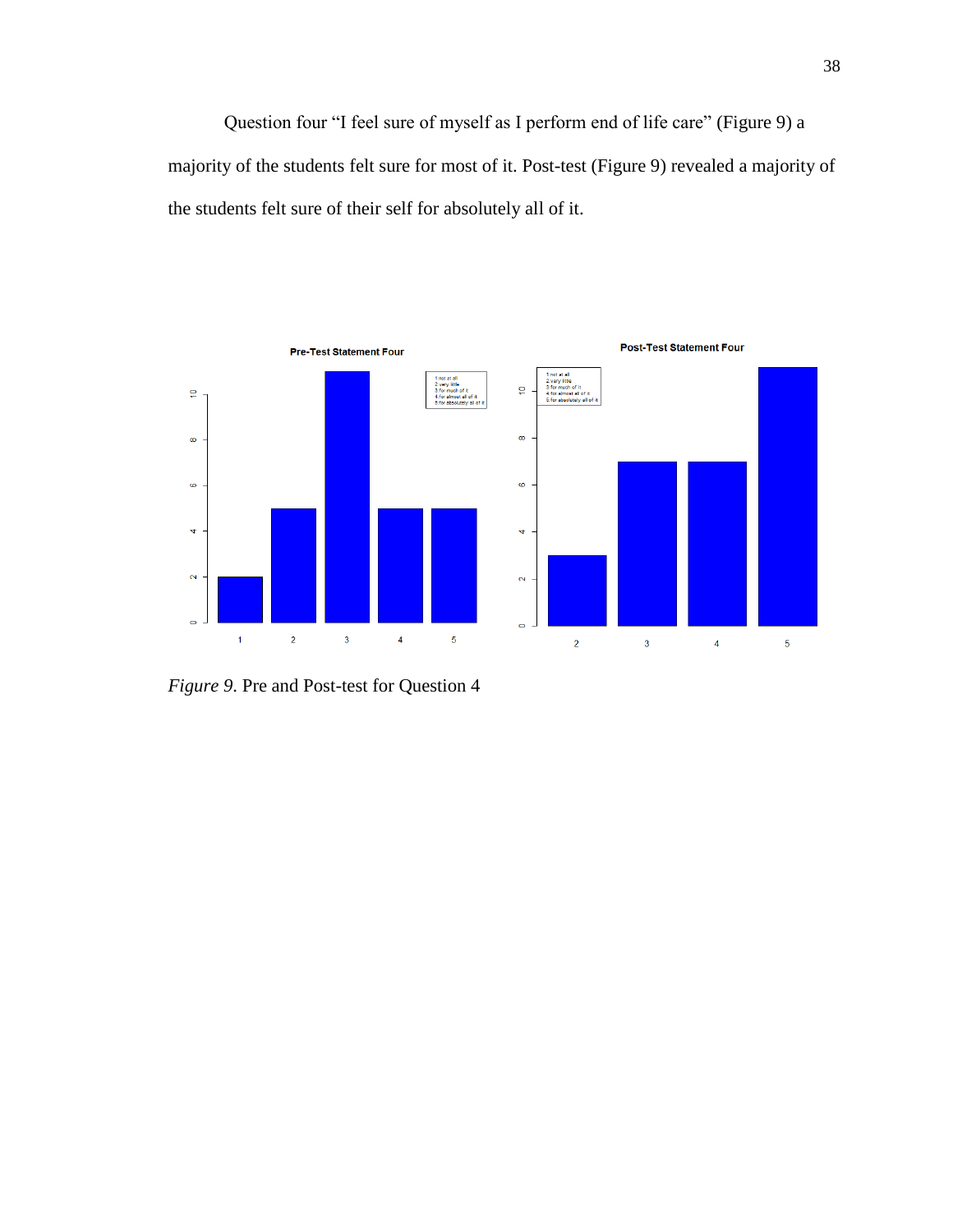Question four "I feel sure of myself as I perform end of life care" (Figure 9) a majority of the students felt sure for most of it. Post-test (Figure 9) revealed a majority of the students felt sure of their self for absolutely all of it.

*Figure 9.* Pre and Post-test for Question 4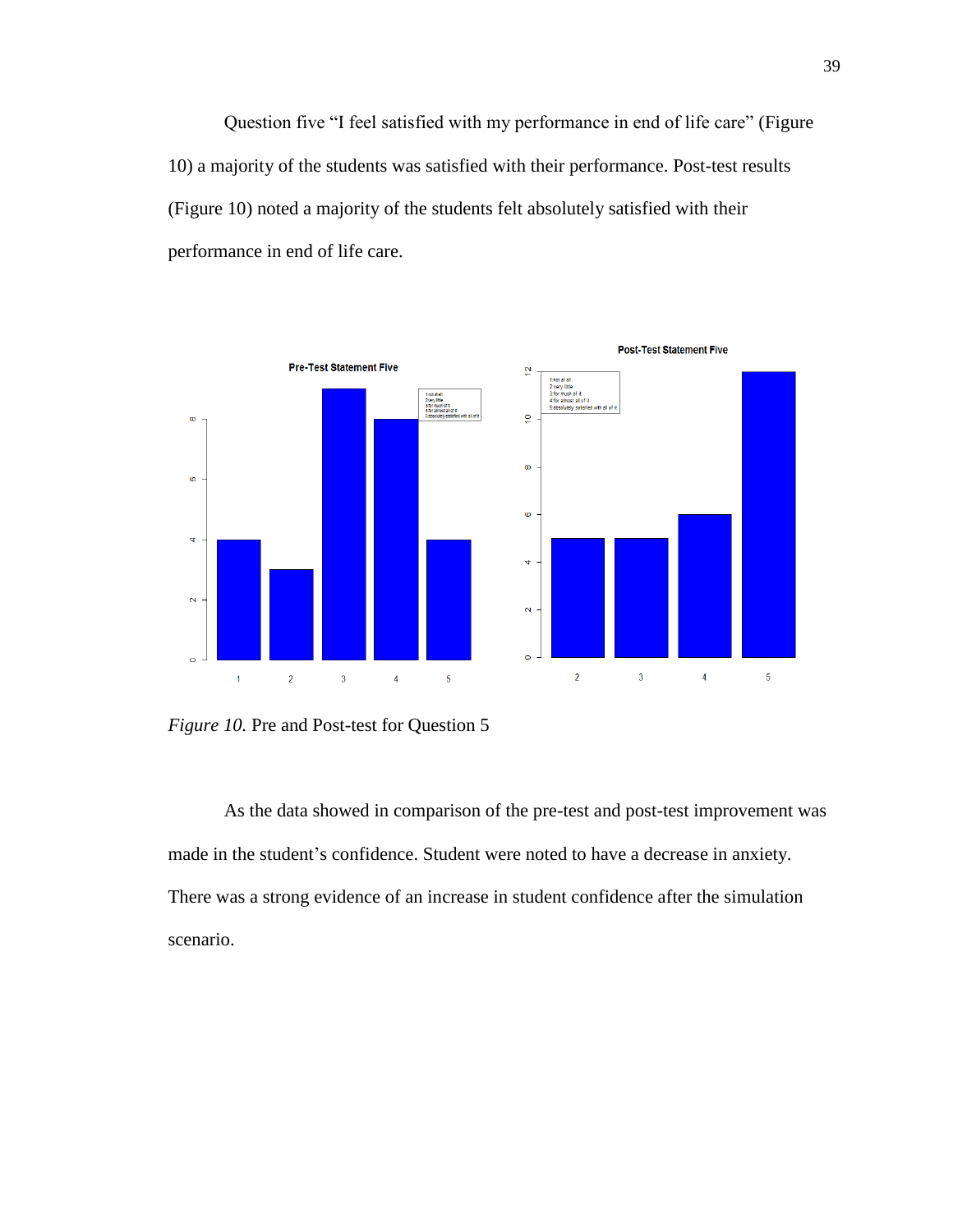Question five "I feel satisfied with my performance in end of life care" (Figure 10) a majority of the students was satisfied with their performance. Post-test results (Figure 10) noted a majority of the students felt absolutely satisfied with their performance in end of life care.

*Figure 10.* Pre and Post-test for Question 5

As the data showed in comparison of the pre-test and post-test improvement was made in the student's confidence. Student were noted to have a decrease in anxiety. There was a strong evidence of an increase in student confidence after the simulation scenario.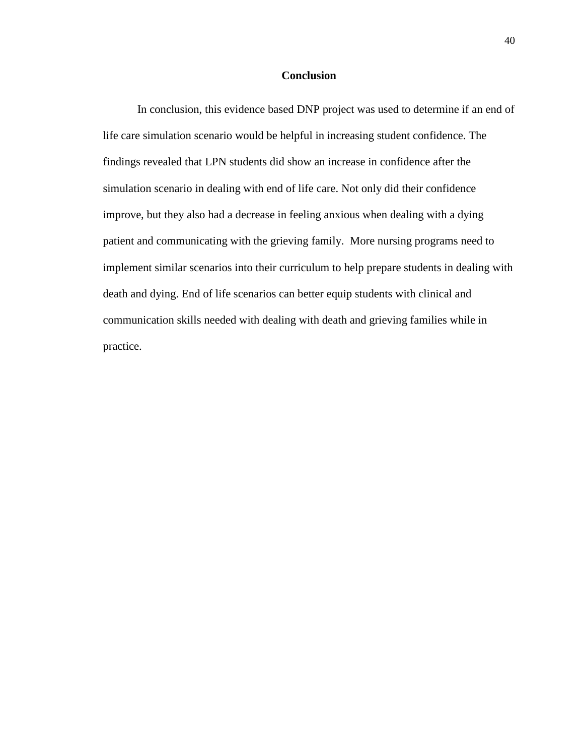## Conclusion

In conclusion, this evidence based DNP project was used to determine if an end of life care simulation scenario would be helpful in increasing student confidence. The findings revealed that LPN students did show an increase in confidence after the simulation scenario in dealing with end of life care. Not only did their confidence improve, but they also had a decrease in feeling anxious when dealing with a dying patient and communicating with the grieving family. More nursing programs need to implement similar scenarios into their curriculum to help prepare students in dealing with death and dying. End of life scenarios can better equip students with clinical and communication skills needed with dealing with death and grieving families while in practice.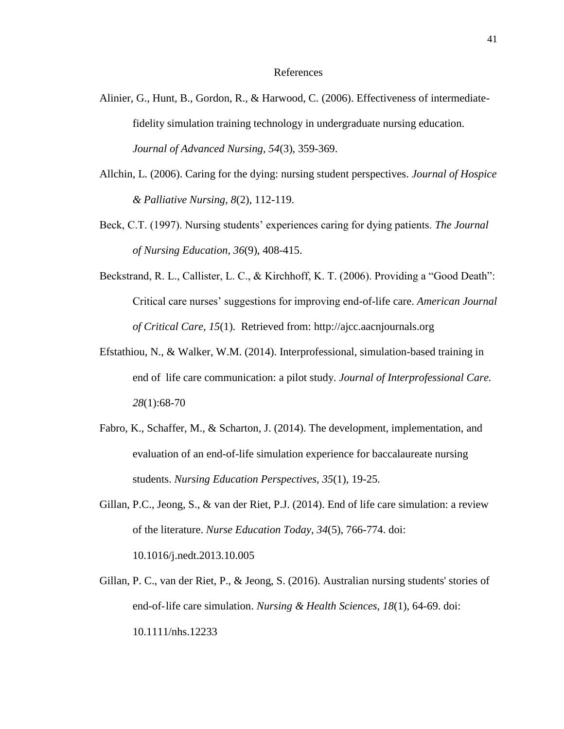# References

Alinier, G., Hunt, B., Gordon, R., & Harwood, C. (2006). Effectiveness of intermediate-fidelity simulation training technology in undergraduate nursing education. *Journal of Advanced Nursing, 54*(3), 359-369.

Allchin, L. (2006). Caring for the dying: nursing student perspectives. *Journal of Hospice & Palliative Nursing, 8*(2), 112-119.

Beck, C.T. (1997). Nursing students' experiences caring for dying patients. *The Journal of Nursing Education, 36*(9), 408-415.

Beckstrand, R. L., Callister, L. C., & Kirchhoff, K. T. (2006). Providing a "Good Death": Critical care nurses' suggestions for improving end-of-life care. *American Journal of Critical Care, 15*(1). Retrieved from: http://ajcc.aacnjournals.org

Efstathiou, N., & Walker, W.M. (2014). Interprofessional, simulation-based training in end of life care communication: a pilot study. *Journal of Interprofessional Care. 28*(1):68-70

Fabro, K., Schaffer, M., & Scharton, J. (2014). The development, implementation, and evaluation of an end-of-life simulation experience for baccalaureate nursing students. *Nursing Education Perspectives, 35*(1), 19-25.

Gillan, P.C., Jeong, S., & van der Riet, P.J. (2014). End of life care simulation: a review of the literature. *Nurse Education Today, 34*(5), 766-774. doi: 10.1016/j.nedt.2013.10.005

Gillan, P. C., van der Riet, P., & Jeong, S. (2016). Australian nursing students' stories of end-of-life care simulation. *Nursing & Health Sciences, 18*(1), 64-69. doi: 10.1111/nhs.12233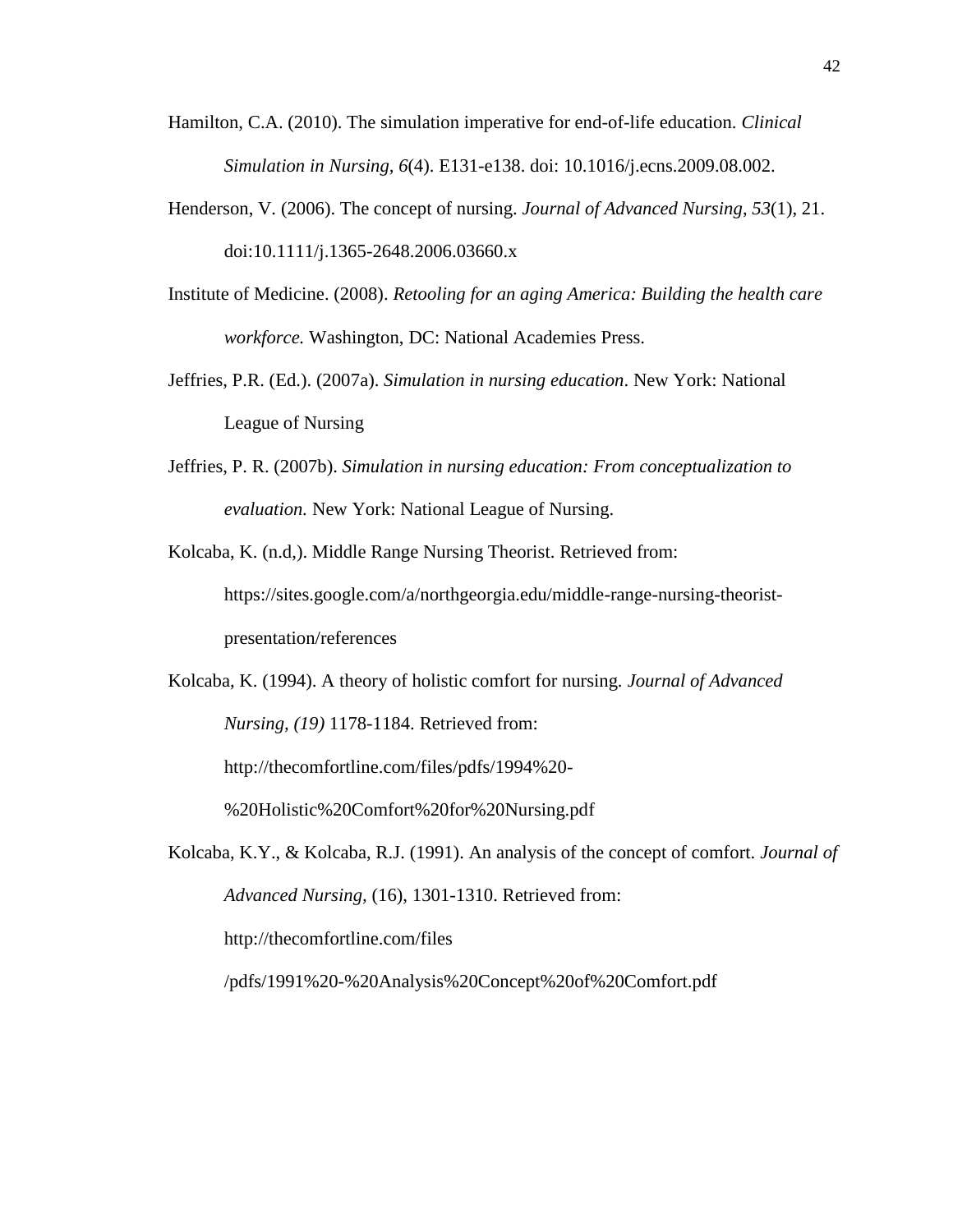Hamilton, C.A. (2010). The simulation imperative for end-of-life education. *Clinical Simulation in Nursing, 6*(4). E131-e138. doi: 10.1016/j.ecns.2009.08.002.

Henderson, V. (2006). The concept of nursing. *Journal of Advanced Nursing*, *53*(1), 21. doi:10.1111/j.1365-2648.2006.03660.x

Institute of Medicine. (2008). *Retooling for an aging America: Building the health care workforce.* Washington, DC: National Academies Press.

Jeffries, P.R. (Ed.). (2007a). *Simulation in nursing education*. New York: National League of Nursing

Jeffries, P. R. (2007b). *Simulation in nursing education: From conceptualization to evaluation.* New York: National League of Nursing.

Kolcaba, K. (n.d,). Middle Range Nursing Theorist. Retrieved from: https://sites.google.com/a/northgeorgia.edu/middle-range-nursing-theorist-presentation/references

Kolcaba, K. (1994). A theory of holistic comfort for nursing. *Journal of Advanced Nursing, (19)* 1178-1184. Retrieved from: http://thecomfortline.com/files/pdfs/1994%20-%20Holistic%20Comfort%20for%20Nursing.pdf

Kolcaba, K.Y., & Kolcaba, R.J. (1991). An analysis of the concept of comfort. *Journal of Advanced Nursing*, (16), 1301-1310. Retrieved from: http://thecomfortline.com/files /pdfs/1991%20-%20Analysis%20Concept%20of%20Comfort.pdf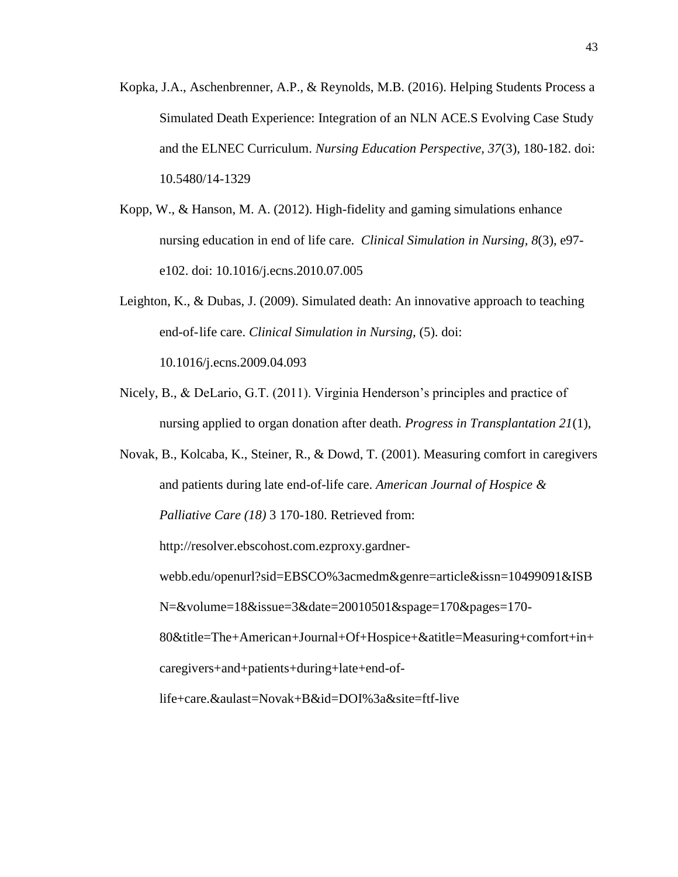Kopka, J.A., Aschenbrenner, A.P., & Reynolds, M.B. (2016). Helping Students Process a Simulated Death Experience: Integration of an NLN ACE.S Evolving Case Study and the ELNEC Curriculum. *Nursing Education Perspective, 37*(3), 180-182. doi: 10.5480/14-1329

Kopp, W., & Hanson, M. A. (2012). High-fidelity and gaming simulations enhance nursing education in end of life care. *Clinical Simulation in Nursing, 8*(3), e97-e102. doi: 10.1016/j.ecns.2010.07.005

Leighton, K., & Dubas, J. (2009). Simulated death: An innovative approach to teaching end-of-life care. *Clinical Simulation in Nursing,* (5). doi: 10.1016/j.ecns.2009.04.093

Nicely, B., & DeLario, G.T. (2011). Virginia Henderson's principles and practice of nursing applied to organ donation after death. *Progress in Transplantation 21*(1),

Novak, B., Kolcaba, K., Steiner, R., & Dowd, T. (2001). Measuring comfort in caregivers and patients during late end-of-life care. *American Journal of Hospice & Palliative Care (18)* 3 170-180. Retrieved from: http://resolver.ebscohost.com.ezproxy.gardner-webb.edu/openurl?sid=EBSCO%3acmedm&genre=article&issn=10499091&ISBN=&volume=18&issue=3&date=20010501&spage=170&pages=170-80&title=The+American+Journal+Of+Hospice+&atitle=Measuring+comfort+in+caregivers+and+patients+during+late+end-of-life+care.&aulast=Novak+B&id=DOI%3a&site=ftf-live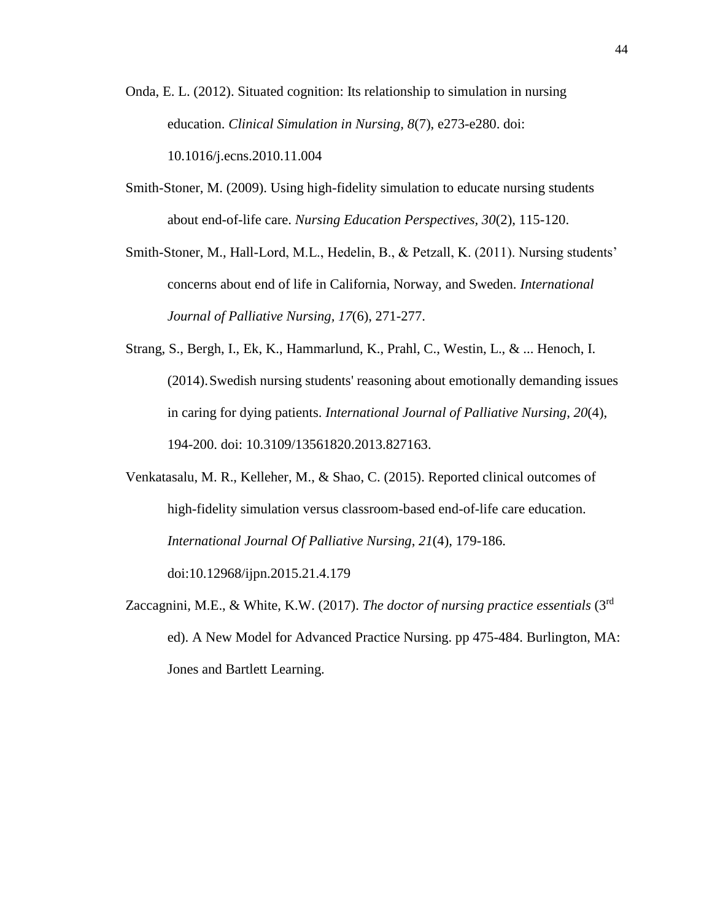Onda, E. L. (2012). Situated cognition: Its relationship to simulation in nursing education. *Clinical Simulation in Nursing, 8*(7), e273-e280. doi: 10.1016/j.ecns.2010.11.004

Smith-Stoner, M. (2009). Using high-fidelity simulation to educate nursing students about end-of-life care. *Nursing Education Perspectives, 30*(2), 115-120.

Smith-Stoner, M., Hall-Lord, M.L., Hedelin, B., & Petzall, K. (2011). Nursing students' concerns about end of life in California, Norway, and Sweden. *International Journal of Palliative Nursing, 17*(6), 271-277.

Strang, S., Bergh, I., Ek, K., Hammarlund, K., Prahl, C., Westin, L., & ... Henoch, I. (2014). Swedish nursing students' reasoning about emotionally demanding issues in caring for dying patients. *International Journal of Palliative Nursing*, *20*(4), 194-200. doi: 10.3109/13561820.2013.827163.

Venkatasalu, M. R., Kelleher, M., & Shao, C. (2015). Reported clinical outcomes of high-fidelity simulation versus classroom-based end-of-life care education. *International Journal Of Palliative Nursing*, *21*(4), 179-186. doi:10.12968/ijpn.2015.21.4.179

Zaccagnini, M.E., & White, K.W. (2017). *The doctor of nursing practice essentials* (3rd ed). A New Model for Advanced Practice Nursing. pp 475-484. Burlington, MA: Jones and Bartlett Learning.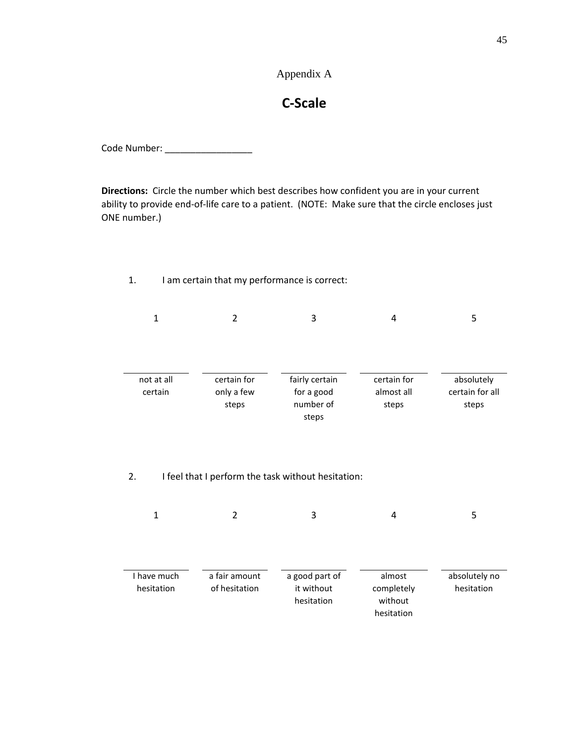Appendix A

# C-Scale

Code Number: _________________

**Directions:** Circle the number which best describes how confident you are in your current ability to provide end-of-life care to a patient. (NOTE: Make sure that the circle encloses just ONE number.)

1. I am certain that my performance is correct:

| 1 | 2 | 3 | 4 | 5 |
|---|---|---|---|---|
| not at all certain | certain for only a few steps | fairly certain for a good number of steps | certain for almost all steps | absolutely certain for all steps |

2. I feel that I perform the task without hesitation:

| 1 | 2 | 3 | 4 | 5 |
|---|---|---|---|---|
| I have much hesitation | a fair amount of hesitation | a good part of it without hesitation | almost completely without hesitation | absolutely no hesitation |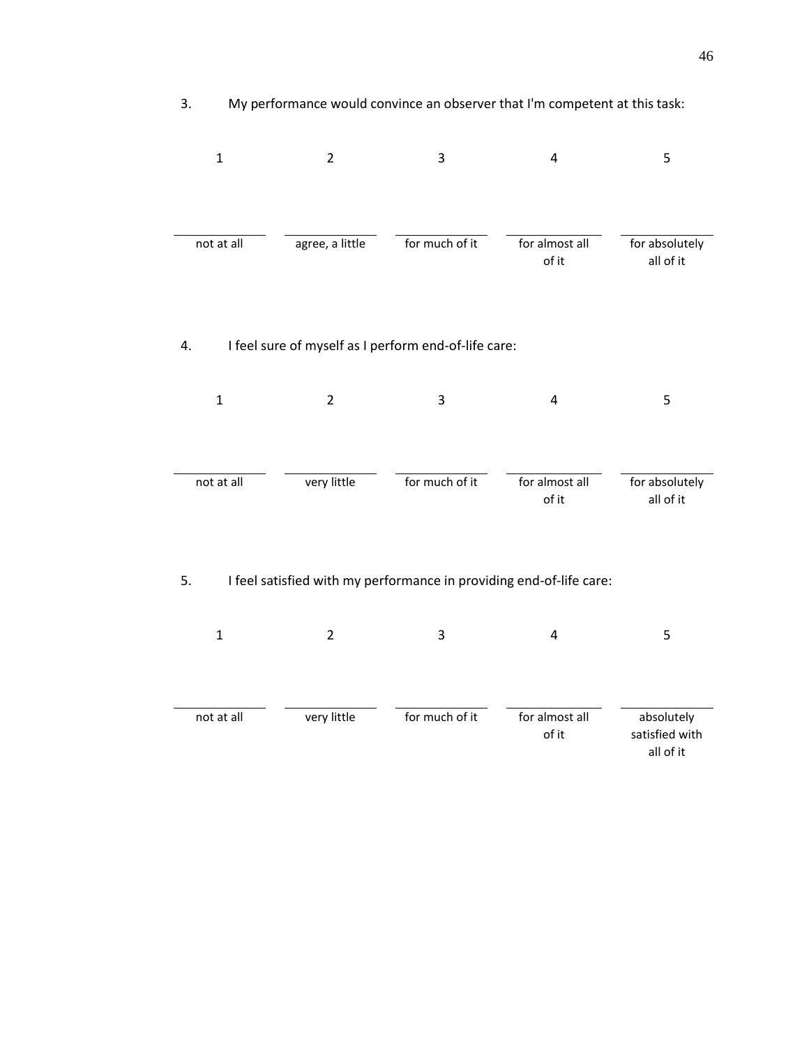3. My performance would convince an observer that I'm competent at this task:

| 1 | 2 | 3 | 4 | 5 |
|---|---|---|---|---|
| not at all | agree, a little | for much of it | for almost all of it | for absolutely all of it |

4. I feel sure of myself as I perform end-of-life care:

| 1 | 2 | 3 | 4 | 5 |
|---|---|---|---|---|
| not at all | very little | for much of it | for almost all of it | for absolutely all of it |

5. I feel satisfied with my performance in providing end-of-life care:

| 1 | 2 | 3 | 4 | 5 |
|---|---|---|---|---|
| not at all | very little | for much of it | for almost all of it | absolutely satisfied with all of it |